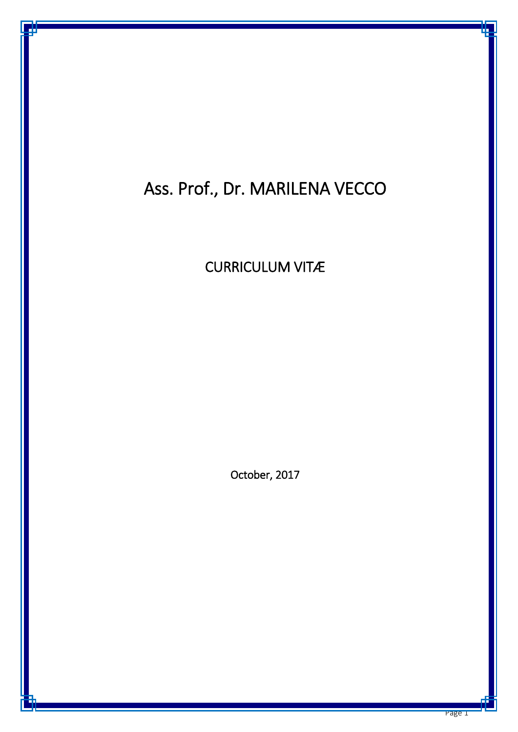# Ass. Prof., Dr. MARILENA VECCO

## CURRICULUM VITÆ

October, 2017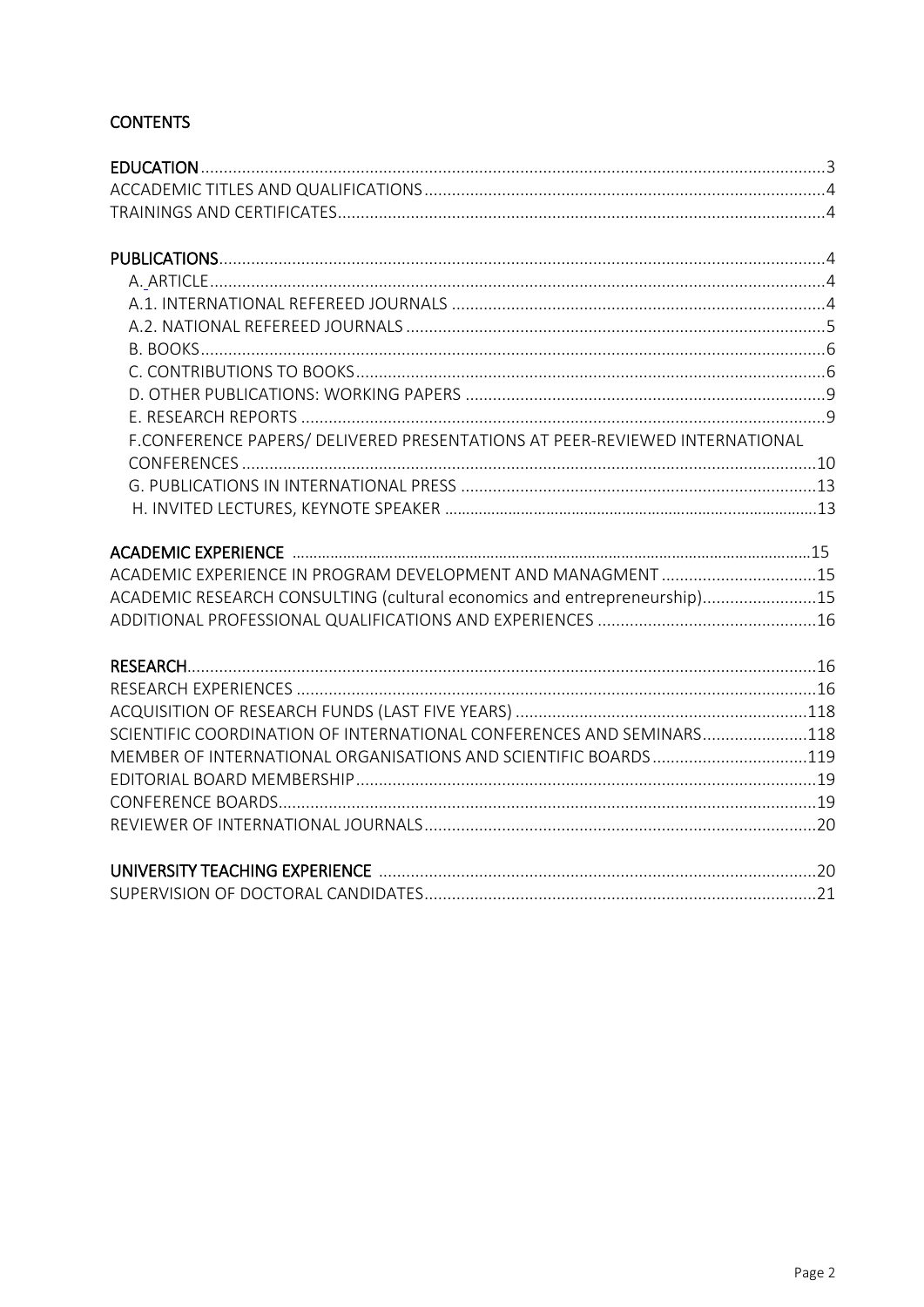## CONTENTS

EDUCATION......3
ACCADEMIC TITLES AND QUALIFICATIONS......4
TRAININGS AND CERTIFICATES......4

PUBLICATIONS......4
- A. ARTICLE......4
- A.1. INTERNATIONAL REFEREED JOURNALS......4
- A.2. NATIONAL REFEREED JOURNALS......5
- B. BOOKS......6
- C. CONTRIBUTIONS TO BOOKS......6
- D. OTHER PUBLICATIONS: WORKING PAPERS......9
- E. RESEARCH REPORTS......9
- F.CONFERENCE PAPERS/ DELIVERED PRESENTATIONS AT PEER-REVIEWED INTERNATIONAL CONFERENCES......10
- G. PUBLICATIONS IN INTERNATIONAL PRESS......13
- H. INVITED LECTURES, KEYNOTE SPEAKER......13

ACADEMIC EXPERIENCE......15
ACADEMIC EXPERIENCE IN PROGRAM DEVELOPMENT AND MANAGMENT......15
ACADEMIC RESEARCH CONSULTING (cultural economics and entrepreneurship)......15
ADDITIONAL PROFESSIONAL QUALIFICATIONS AND EXPERIENCES......16

RESEARCH......16
RESEARCH EXPERIENCES......16
ACQUISITION OF RESEARCH FUNDS (LAST FIVE YEARS)......118
SCIENTIFIC COORDINATION OF INTERNATIONAL CONFERENCES AND SEMINARS......118
MEMBER OF INTERNATIONAL ORGANISATIONS AND SCIENTIFIC BOARDS......119
EDITORIAL BOARD MEMBERSHIP......19
CONFERENCE BOARDS......19
REVIEWER OF INTERNATIONAL JOURNALS......20

UNIVERSITY TEACHING EXPERIENCE......20
SUPERVISION OF DOCTORAL CANDIDATES......21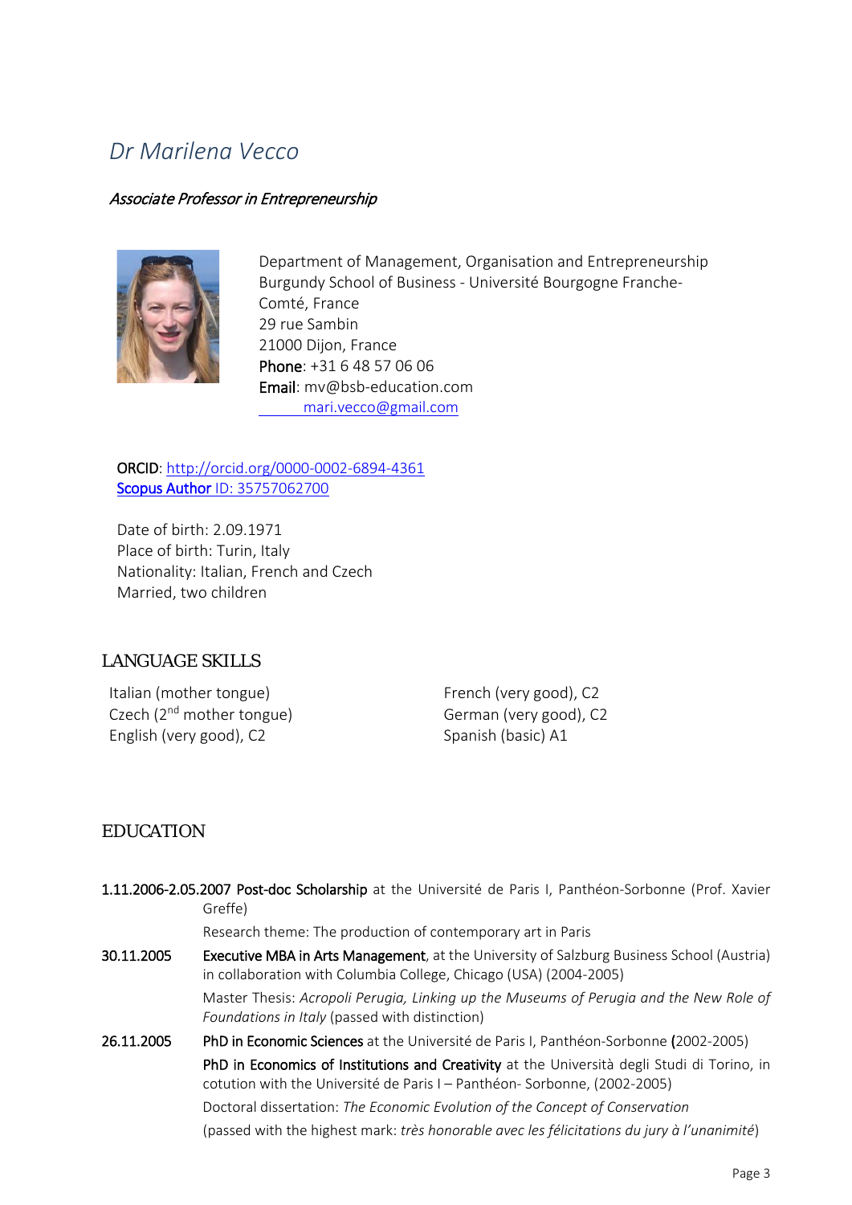# *Dr Marilena Vecco*

***Associate Professor in Entrepreneurship***

Department of Management, Organisation and Entrepreneurship
Burgundy School of Business - Université Bourgogne Franche-Comté, France
29 rue Sambin
21000 Dijon, France
**Phone**: +31 6 48 57 06 06
**Email**: mv@bsb-education.com
mari.vecco@gmail.com

**ORCID**: http://orcid.org/0000-0002-6894-4361
**Scopus Author** ID: 35757062700

Date of birth: 2.09.1971
Place of birth: Turin, Italy
Nationality: Italian, French and Czech
Married, two children

## LANGUAGE SKILLS

Italian (mother tongue)
Czech (2nd mother tongue)
English (very good), C2
French (very good), C2
German (very good), C2
Spanish (basic) A1

## EDUCATION

**1.11.2006-2.05.2007 Post-doc Scholarship** at the Université de Paris I, Panthéon-Sorbonne (Prof. Xavier Greffe)

Research theme: The production of contemporary art in Paris

**30.11.2005** **Executive MBA in Arts Management**, at the University of Salzburg Business School (Austria) in collaboration with Columbia College, Chicago (USA) (2004-2005)

Master Thesis: *Acropoli Perugia, Linking up the Museums of Perugia and the New Role of Foundations in Italy* (passed with distinction)

**26.11.2005** **PhD in Economic Sciences** at the Université de Paris I, Panthéon-Sorbonne **(**2002-2005)

**PhD in Economics of Institutions and Creativity** at the Università degli Studi di Torino, in cotution with the Université de Paris I – Panthéon- Sorbonne, (2002-2005)

Doctoral dissertation: *The Economic Evolution of the Concept of Conservation*

(passed with the highest mark: *très honorable avec les félicitations du jury à l'unanimité*)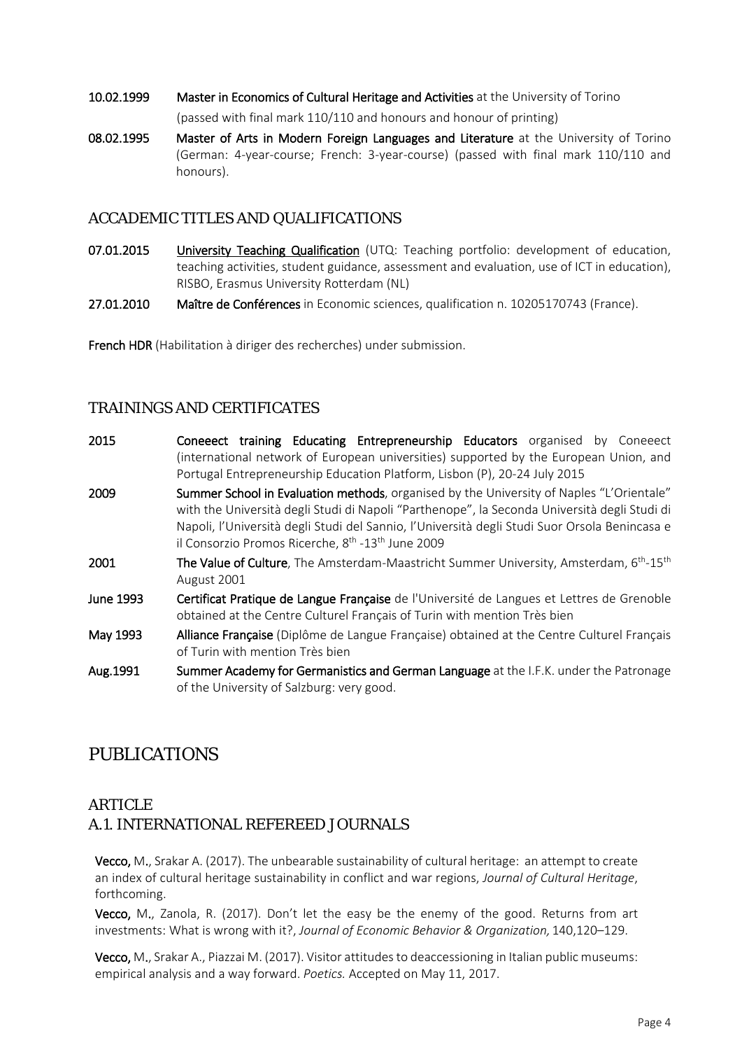**10.02.1999** **Master in Economics of Cultural Heritage and Activities** at the University of Torino (passed with final mark 110/110 and honours and honour of printing)

**08.02.1995** **Master of Arts in Modern Foreign Languages and Literature** at the University of Torino (German: 4-year-course; French: 3-year-course) (passed with final mark 110/110 and honours).

## ACCADEMIC TITLES AND QUALIFICATIONS

**07.01.2015** **University Teaching Qualification** (UTQ: Teaching portfolio: development of education, teaching activities, student guidance, assessment and evaluation, use of ICT in education), RISBO, Erasmus University Rotterdam (NL)

**27.01.2010** **Maître de Conférences** in Economic sciences, qualification n. 10205170743 (France).

**French HDR** (Habilitation à diriger des recherches) under submission.

## TRAININGS AND CERTIFICATES

**2015** **Coneeect training Educating Entrepreneurship Educators** organised by Coneeect (international network of European universities) supported by the European Union, and Portugal Entrepreneurship Education Platform, Lisbon (P), 20-24 July 2015

**2009** **Summer School in Evaluation methods**, organised by the University of Naples "L'Orientale" with the Università degli Studi di Napoli "Parthenope", la Seconda Università degli Studi di Napoli, l'Università degli Studi del Sannio, l'Università degli Studi Suor Orsola Benincasa e il Consorzio Promos Ricerche, 8th -13th June 2009

**2001** **The Value of Culture**, The Amsterdam-Maastricht Summer University, Amsterdam, 6th-15th August 2001

**June 1993** **Certificat Pratique de Langue Française** de l'Université de Langues et Lettres de Grenoble obtained at the Centre Culturel Français of Turin with mention Très bien

**May 1993** **Alliance Française** (Diplôme de Langue Française) obtained at the Centre Culturel Français of Turin with mention Très bien

**Aug.1991** **Summer Academy for Germanistics and German Language** at the I.F.K. under the Patronage of the University of Salzburg: very good.

# PUBLICATIONS

## ARTICLE

## A.1. INTERNATIONAL REFEREED JOURNALS

**Vecco,** M., Srakar A. (2017). The unbearable sustainability of cultural heritage: an attempt to create an index of cultural heritage sustainability in conflict and war regions, *Journal of Cultural Heritage*, forthcoming.

**Vecco,** M., Zanola, R. (2017). Don't let the easy be the enemy of the good. Returns from art investments: What is wrong with it?, *Journal of Economic Behavior & Organization,* 140,120–129.

**Vecco,** M., Srakar A., Piazzai M. (2017). Visitor attitudes to deaccessioning in Italian public museums: empirical analysis and a way forward. *Poetics.* Accepted on May 11, 2017.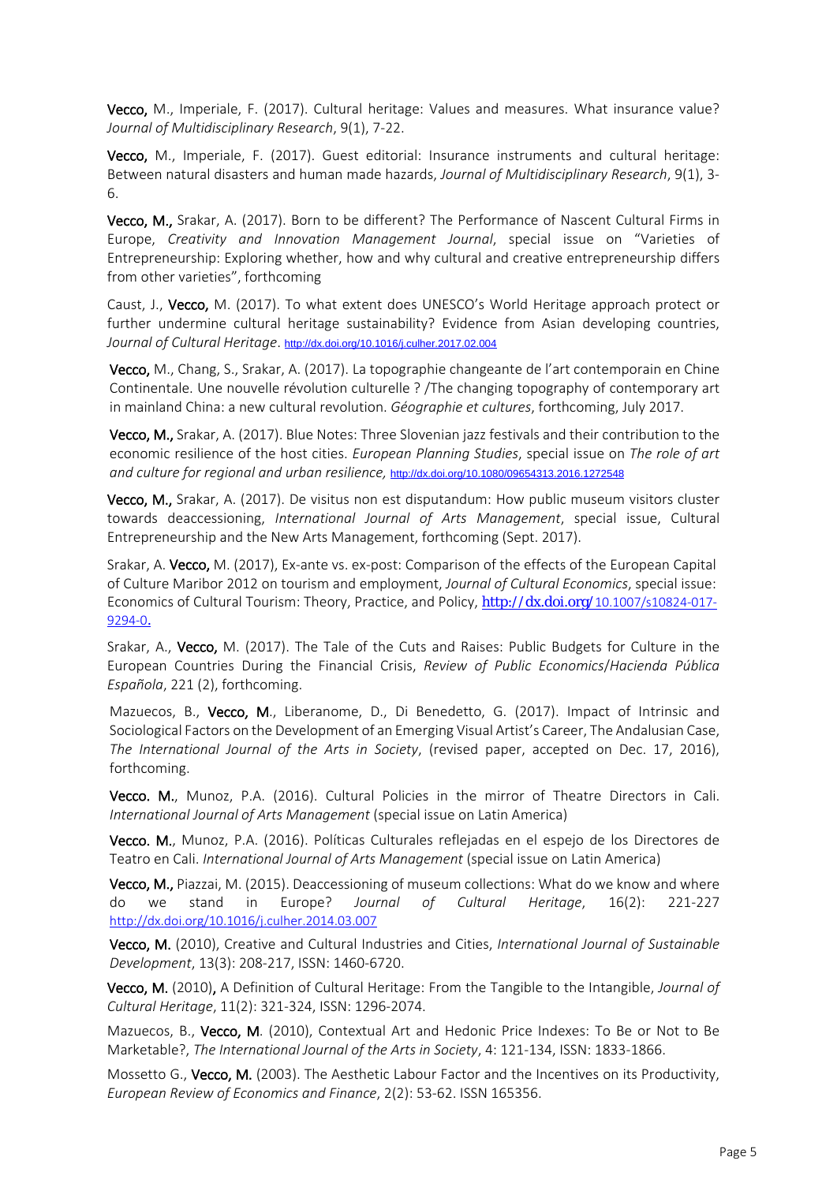**Vecco,** M., Imperiale, F. (2017). Cultural heritage: Values and measures. What insurance value? *Journal of Multidisciplinary Research*, 9(1), 7-22.

**Vecco,** M., Imperiale, F. (2017). Guest editorial: Insurance instruments and cultural heritage: Between natural disasters and human made hazards, *Journal of Multidisciplinary Research*, 9(1), 3-6.

**Vecco, M.,** Srakar, A. (2017). Born to be different? The Performance of Nascent Cultural Firms in Europe, *Creativity and Innovation Management Journal*, special issue on "Varieties of Entrepreneurship: Exploring whether, how and why cultural and creative entrepreneurship differs from other varieties", forthcoming

Caust, J., **Vecco,** M. (2017). To what extent does UNESCO's World Heritage approach protect or further undermine cultural heritage sustainability? Evidence from Asian developing countries, *Journal of Cultural Heritage*. http://dx.doi.org/10.1016/j.culher.2017.02.004

**Vecco,** M., Chang, S., Srakar, A. (2017). La topographie changeante de l'art contemporain en Chine Continentale. Une nouvelle révolution culturelle ? /The changing topography of contemporary art in mainland China: a new cultural revolution. *Géographie et cultures*, forthcoming, July 2017.

**Vecco, M.,** Srakar, A. (2017). Blue Notes: Three Slovenian jazz festivals and their contribution to the economic resilience of the host cities. *European Planning Studies*, special issue on *The role of art and culture for regional and urban resilience,* http://dx.doi.org/10.1080/09654313.2016.1272548

**Vecco, M.,** Srakar, A. (2017). De visitus non est disputandum: How public museum visitors cluster towards deaccessioning, *International Journal of Arts Management*, special issue, Cultural Entrepreneurship and the New Arts Management, forthcoming (Sept. 2017).

Srakar, A. **Vecco,** M. (2017), Ex-ante vs. ex-post: Comparison of the effects of the European Capital of Culture Maribor 2012 on tourism and employment, *Journal of Cultural Economics*, special issue: Economics of Cultural Tourism: Theory, Practice, and Policy, http://dx.doi.org/10.1007/s10824-017-9294-0.

Srakar, A., **Vecco,** M. (2017). The Tale of the Cuts and Raises: Public Budgets for Culture in the European Countries During the Financial Crisis, *Review of Public Economics/Hacienda Pública Española*, 221 (2), forthcoming.

Mazuecos, B., **Vecco, M.**, Liberanome, D., Di Benedetto, G. (2017). Impact of Intrinsic and Sociological Factors on the Development of an Emerging Visual Artist's Career, The Andalusian Case, *The International Journal of the Arts in Society*, (revised paper, accepted on Dec. 17, 2016), forthcoming.

**Vecco. M.**, Munoz, P.A. (2016). Cultural Policies in the mirror of Theatre Directors in Cali. *International Journal of Arts Management* (special issue on Latin America)

**Vecco. M.**, Munoz, P.A. (2016). Políticas Culturales reflejadas en el espejo de los Directores de Teatro en Cali. *International Journal of Arts Management* (special issue on Latin America)

**Vecco, M.,** Piazzai, M. (2015). Deaccessioning of museum collections: What do we know and where do we stand in Europe? *Journal of Cultural Heritage*, 16(2): 221-227 http://dx.doi.org/10.1016/j.culher.2014.03.007

**Vecco, M.** (2010), Creative and Cultural Industries and Cities, *International Journal of Sustainable Development*, 13(3): 208-217, ISSN: 1460-6720.

**Vecco, M.** (2010), A Definition of Cultural Heritage: From the Tangible to the Intangible, *Journal of Cultural Heritage*, 11(2): 321-324, ISSN: 1296-2074.

Mazuecos, B., **Vecco, M**. (2010), Contextual Art and Hedonic Price Indexes: To Be or Not to Be Marketable?, *The International Journal of the Arts in Society*, 4: 121-134, ISSN: 1833-1866.

Mossetto G., **Vecco, M.** (2003). The Aesthetic Labour Factor and the Incentives on its Productivity, *European Review of Economics and Finance*, 2(2): 53-62. ISSN 165356.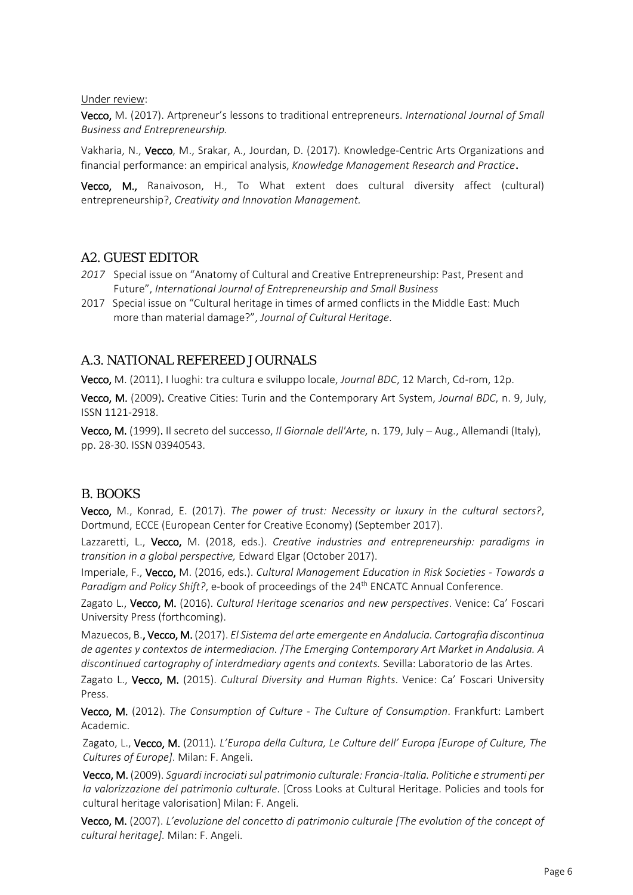Under review:

**Vecco,** M. (2017). Artpreneur's lessons to traditional entrepreneurs. *International Journal of Small Business and Entrepreneurship.*

Vakharia, N., **Vecco**, M., Srakar, A., Jourdan, D. (2017). Knowledge-Centric Arts Organizations and financial performance: an empirical analysis, *Knowledge Management Research and Practice***.**

**Vecco, M.,** Ranaivoson, H., To What extent does cultural diversity affect (cultural) entrepreneurship?, *Creativity and Innovation Management.*

## A2. GUEST EDITOR

*2017* Special issue on "Anatomy of Cultural and Creative Entrepreneurship: Past, Present and Future", *International Journal of Entrepreneurship and Small Business*

2017 Special issue on "Cultural heritage in times of armed conflicts in the Middle East: Much more than material damage?", *Journal of Cultural Heritage*.

## A.3. NATIONAL REFEREED JOURNALS

**Vecco,** M. (2011)**.** I luoghi: tra cultura e sviluppo locale, *Journal BDC*, 12 March, Cd-rom, 12p.

**Vecco, M.** (2009)**.** Creative Cities: Turin and the Contemporary Art System, *Journal BDC*, n. 9, July, ISSN 1121-2918.

**Vecco, M.** (1999)**.** Il secreto del successo, *Il Giornale dell'Arte,* n. 179, July – Aug., Allemandi (Italy), pp. 28-30. ISSN 03940543.

## B. BOOKS

**Vecco,** M., Konrad, E. (2017). *The power of trust: Necessity or luxury in the cultural sectors?*, Dortmund, ECCE (European Center for Creative Economy) (September 2017).

Lazzaretti, L., **Vecco,** M. (2018, eds.). *Creative industries and entrepreneurship: paradigms in transition in a global perspective,* Edward Elgar (October 2017).

Imperiale, F., **Vecco,** M. (2016, eds.). *Cultural Management Education in Risk Societies - Towards a Paradigm and Policy Shift?*, e-book of proceedings of the 24th ENCATC Annual Conference.

Zagato L., **Vecco, M.** (2016). *Cultural Heritage scenarios and new perspectives*. Venice: Ca' Foscari University Press (forthcoming).

Mazuecos, B.**, Vecco, M.** (2017). *El Sistema del arte emergente en Andalucia. Cartografia discontinua de agentes y contextos de intermediacion. /The Emerging Contemporary Art Market in Andalusia. A discontinued cartography of interdmediary agents and contexts.* Sevilla: Laboratorio de las Artes.

Zagato L., **Vecco, M.** (2015). *Cultural Diversity and Human Rights*. Venice: Ca' Foscari University Press.

**Vecco, M.** (2012). *The Consumption of Culture - The Culture of Consumption*. Frankfurt: Lambert Academic.

Zagato, L., **Vecco, M.** (2011). *L'Europa della Cultura, Le Culture dell' Europa [Europe of Culture, The Cultures of Europe]*. Milan: F. Angeli.

**Vecco, M.** (2009). *Sguardi incrociati sul patrimonio culturale: Francia-Italia. Politiche e strumenti per la valorizzazione del patrimonio culturale*. [Cross Looks at Cultural Heritage. Policies and tools for cultural heritage valorisation] Milan: F. Angeli.

**Vecco, M.** (2007). *L'evoluzione del concetto di patrimonio culturale [The evolution of the concept of cultural heritage].* Milan: F. Angeli.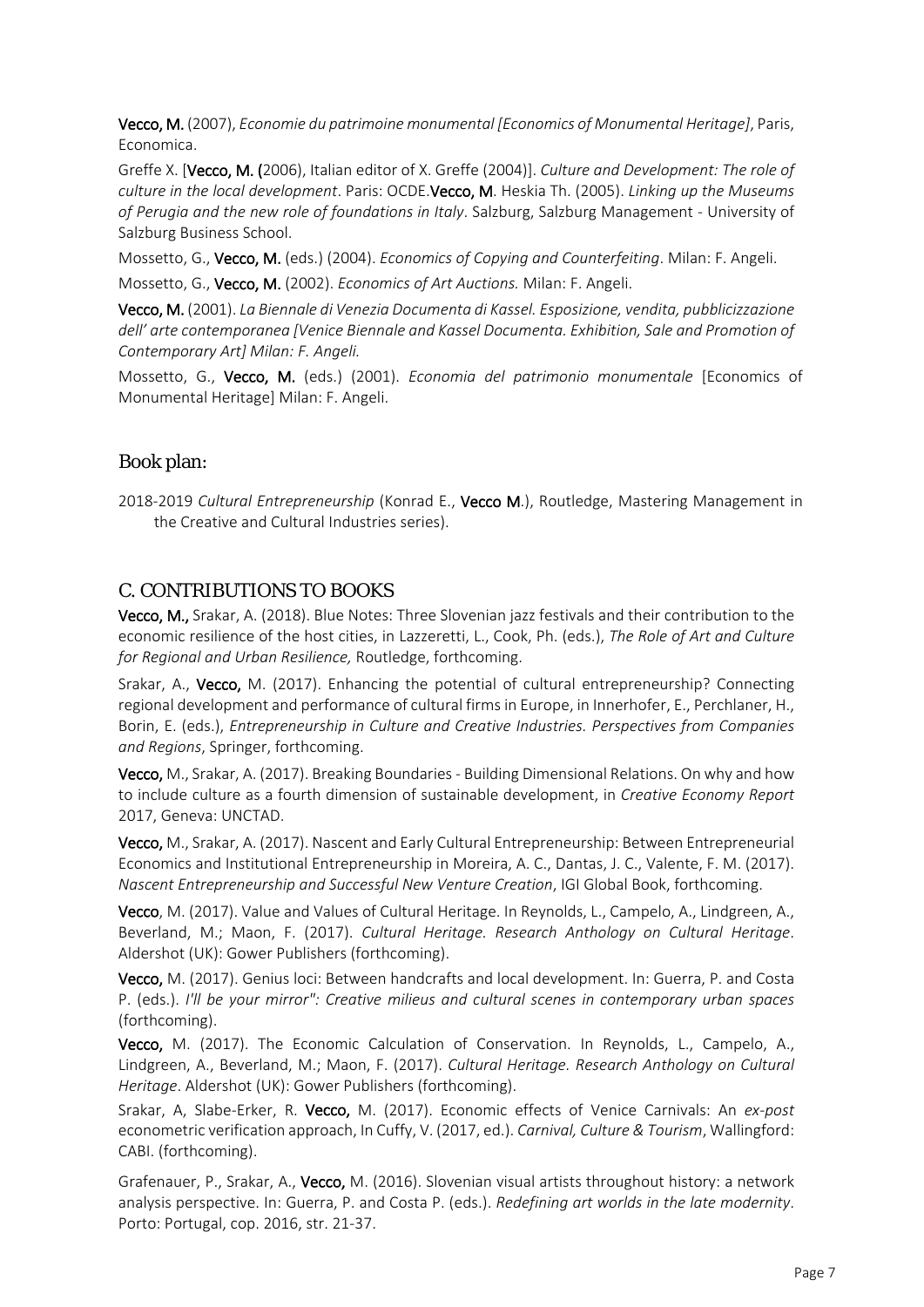**Vecco, M.** (2007), *Economie du patrimoine monumental [Economics of Monumental Heritage]*, Paris, Economica.

Greffe X. [**Vecco, M. (**2006), Italian editor of X. Greffe (2004)]. *Culture and Development: The role of culture in the local development*. Paris: OCDE.**Vecco, M**. Heskia Th. (2005). *Linking up the Museums of Perugia and the new role of foundations in Italy*. Salzburg, Salzburg Management - University of Salzburg Business School.

Mossetto, G., **Vecco, M.** (eds.) (2004). *Economics of Copying and Counterfeiting*. Milan: F. Angeli.

Mossetto, G., **Vecco, M.** (2002). *Economics of Art Auctions.* Milan: F. Angeli.

**Vecco, M.** (2001). *La Biennale di Venezia Documenta di Kassel. Esposizione, vendita, pubblicizzazione dell' arte contemporanea [Venice Biennale and Kassel Documenta. Exhibition, Sale and Promotion of Contemporary Art] Milan: F. Angeli.*

Mossetto, G., **Vecco, M.** (eds.) (2001). *Economia del patrimonio monumentale* [Economics of Monumental Heritage] Milan: F. Angeli.

## Book plan:

2018-2019 *Cultural Entrepreneurship* (Konrad E., **Vecco M**.), Routledge, Mastering Management in the Creative and Cultural Industries series).

## C. CONTRIBUTIONS TO BOOKS

**Vecco, M.,** Srakar, A. (2018). Blue Notes: Three Slovenian jazz festivals and their contribution to the economic resilience of the host cities, in Lazzeretti, L., Cook, Ph. (eds.), *The Role of Art and Culture for Regional and Urban Resilience,* Routledge, forthcoming.

Srakar, A., **Vecco,** M. (2017). Enhancing the potential of cultural entrepreneurship? Connecting regional development and performance of cultural firms in Europe, in Innerhofer, E., Perchlaner, H., Borin, E. (eds.), *Entrepreneurship in Culture and Creative Industries. Perspectives from Companies and Regions*, Springer, forthcoming.

**Vecco,** M., Srakar, A. (2017). Breaking Boundaries - Building Dimensional Relations. On why and how to include culture as a fourth dimension of sustainable development, in *Creative Economy Report* 2017, Geneva: UNCTAD.

**Vecco,** M., Srakar, A. (2017). Nascent and Early Cultural Entrepreneurship: Between Entrepreneurial Economics and Institutional Entrepreneurship in Moreira, A. C., Dantas, J. C., Valente, F. M. (2017). *Nascent Entrepreneurship and Successful New Venture Creation*, IGI Global Book, forthcoming.

**Vecco**, M. (2017). Value and Values of Cultural Heritage. In Reynolds, L., Campelo, A., Lindgreen, A., Beverland, M.; Maon, F. (2017). *Cultural Heritage. Research Anthology on Cultural Heritage*. Aldershot (UK): Gower Publishers (forthcoming).

**Vecco,** M. (2017). Genius loci: Between handcrafts and local development. In: Guerra, P. and Costa P. (eds.). *I'll be your mirror": Creative milieus and cultural scenes in contemporary urban spaces* (forthcoming).

**Vecco,** M. (2017). The Economic Calculation of Conservation. In Reynolds, L., Campelo, A., Lindgreen, A., Beverland, M.; Maon, F. (2017). *Cultural Heritage. Research Anthology on Cultural Heritage*. Aldershot (UK): Gower Publishers (forthcoming).

Srakar, A, Slabe-Erker, R. **Vecco,** M. (2017). Economic effects of Venice Carnivals: An *ex-post* econometric verification approach, In Cuffy, V. (2017, ed.). *Carnival, Culture & Tourism*, Wallingford: CABI. (forthcoming).

Grafenauer, P., Srakar, A., **Vecco,** M. (2016). Slovenian visual artists throughout history: a network analysis perspective. In: Guerra, P. and Costa P. (eds.). *Redefining art worlds in the late modernity*. Porto: Portugal, cop. 2016, str. 21-37.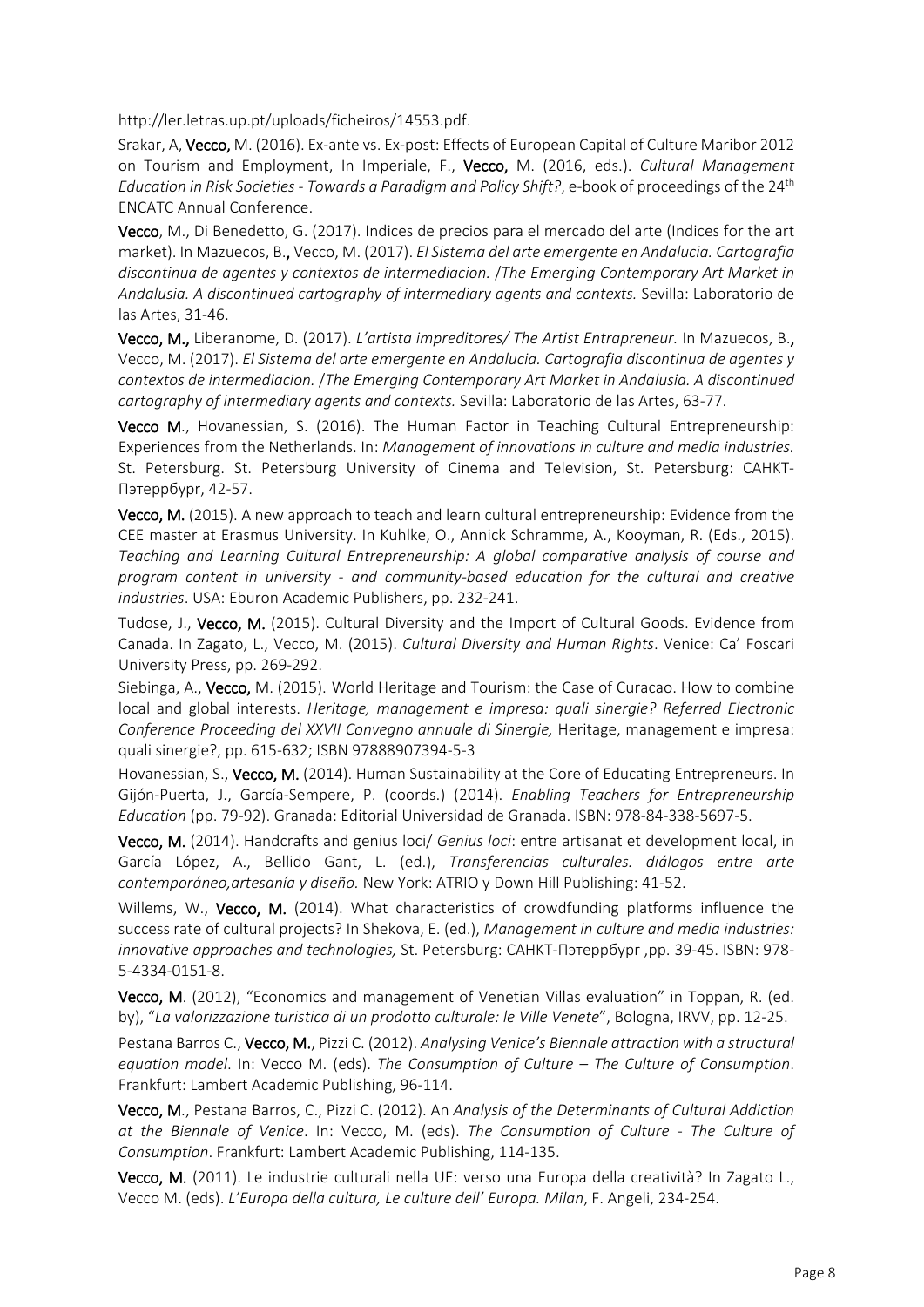http://ler.letras.up.pt/uploads/ficheiros/14553.pdf.

Srakar, A, **Vecco,** M. (2016). Ex-ante vs. Ex-post: Effects of European Capital of Culture Maribor 2012 on Tourism and Employment, In Imperiale, F., **Vecco,** M. (2016, eds.). *Cultural Management Education in Risk Societies - Towards a Paradigm and Policy Shift?*, e-book of proceedings of the 24th ENCATC Annual Conference.

**Vecco**, M., Di Benedetto, G. (2017). Indices de precios para el mercado del arte (Indices for the art market). In Mazuecos, B.**,** Vecco, M. (2017). *El Sistema del arte emergente en Andalucia. Cartografia discontinua de agentes y contextos de intermediacion.* /*The Emerging Contemporary Art Market in Andalusia. A discontinued cartography of intermediary agents and contexts.* Sevilla: Laboratorio de las Artes, 31-46.

**Vecco, M.,** Liberanome, D. (2017). *L'artista impreditores/ The Artist Entrapreneur.* In Mazuecos, B.**,** Vecco, M. (2017). *El Sistema del arte emergente en Andalucia. Cartografia discontinua de agentes y contextos de intermediacion.* /*The Emerging Contemporary Art Market in Andalusia. A discontinued cartography of intermediary agents and contexts.* Sevilla: Laboratorio de las Artes, 63-77.

**Vecco M**., Hovanessian, S. (2016). The Human Factor in Teaching Cultural Entrepreneurship: Experiences from the Netherlands. In: *Management of innovations in culture and media industries.* St. Petersburg. St. Petersburg University of Cinema and Television, St. Petersburg: САНКТ-Пэтеррбург, 42-57.

**Vecco, M.** (2015). A new approach to teach and learn cultural entrepreneurship: Evidence from the CEE master at Erasmus University. In Kuhlke, O., Annick Schramme, A., Kooyman, R. (Eds., 2015). *Teaching and Learning Cultural Entrepreneurship: A global comparative analysis of course and program content in university - and community-based education for the cultural and creative industries*. USA: Eburon Academic Publishers, pp. 232-241.

Tudose, J., **Vecco, M.** (2015). Cultural Diversity and the Import of Cultural Goods. Evidence from Canada. In Zagato, L., Vecco, M. (2015). *Cultural Diversity and Human Rights*. Venice: Ca' Foscari University Press, pp. 269-292.

Siebinga, A., **Vecco,** M. (2015). World Heritage and Tourism: the Case of Curacao. How to combine local and global interests. *Heritage, management e impresa: quali sinergie? Referred Electronic Conference Proceeding del XXVII Convegno annuale di Sinergie,* Heritage, management e impresa: quali sinergie?, pp. 615-632; ISBN 97888907394-5-3

Hovanessian, S., **Vecco, M.** (2014). Human Sustainability at the Core of Educating Entrepreneurs. In Gijón-Puerta, J., García-Sempere, P. (coords.) (2014). *Enabling Teachers for Entrepreneurship Education* (pp. 79-92). Granada: Editorial Universidad de Granada. ISBN: 978-84-338-5697-5.

**Vecco, M.** (2014). Handcrafts and genius loci/ *Genius loci*: entre artisanat et development local, in García López, A., Bellido Gant, L. (ed.), *Transferencias culturales. diálogos entre arte contemporáneo,artesanía y diseño.* New York: ATRIO y Down Hill Publishing: 41-52.

Willems, W., **Vecco, M.** (2014). What characteristics of crowdfunding platforms influence the success rate of cultural projects? In Shekova, E. (ed.), *Management in culture and media industries: innovative approaches and technologies,* St. Petersburg: САНКТ-Пэтеррбург ,pp. 39-45. ISBN: 978-5-4334-0151-8.

**Vecco, M**. (2012), "Economics and management of Venetian Villas evaluation" in Toppan, R. (ed. by), "*La valorizzazione turistica di un prodotto culturale: le Ville Venete*", Bologna, IRVV, pp. 12-25.

Pestana Barros C., **Vecco, M.**, Pizzi C. (2012). *Analysing Venice's Biennale attraction with a structural equation model*. In: Vecco M. (eds). *The Consumption of Culture – The Culture of Consumption*. Frankfurt: Lambert Academic Publishing, 96-114.

**Vecco, M**., Pestana Barros, C., Pizzi C. (2012). An *Analysis of the Determinants of Cultural Addiction at the Biennale of Venice*. In: Vecco, M. (eds). *The Consumption of Culture - The Culture of Consumption*. Frankfurt: Lambert Academic Publishing, 114-135.

**Vecco, M.** (2011). Le industrie culturali nella UE: verso una Europa della creatività? In Zagato L., Vecco M. (eds). *L'Europa della cultura, Le culture dell' Europa. Milan*, F. Angeli, 234-254.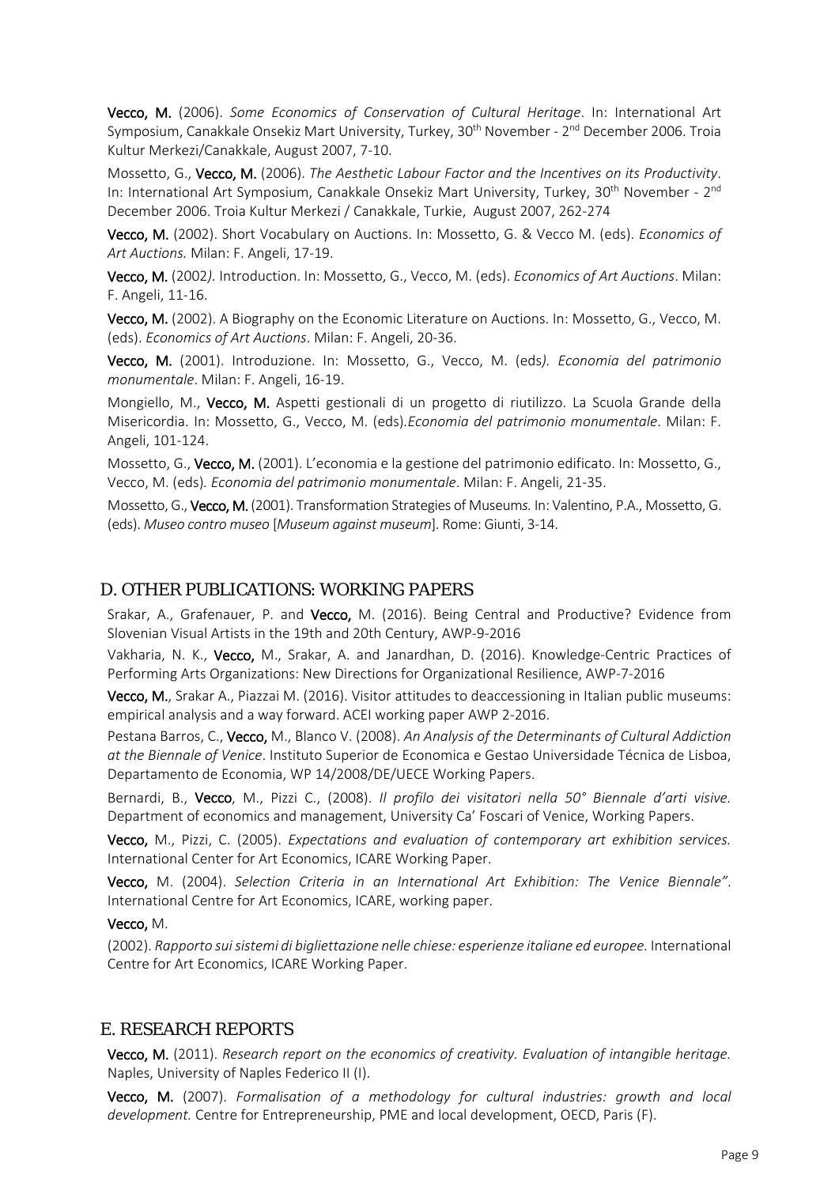**Vecco, M.** (2006). *Some Economics of Conservation of Cultural Heritage*. In: International Art Symposium, Canakkale Onsekiz Mart University, Turkey, 30th November - 2nd December 2006. Troia Kultur Merkezi/Canakkale, August 2007, 7-10.

Mossetto, G., **Vecco, M.** (2006). *The Aesthetic Labour Factor and the Incentives on its Productivity*. In: International Art Symposium, Canakkale Onsekiz Mart University, Turkey, 30th November - 2nd December 2006. Troia Kultur Merkezi / Canakkale, Turkie, August 2007, 262-274

**Vecco, M.** (2002). Short Vocabulary on Auctions. In: Mossetto, G. & Vecco M. (eds). *Economics of Art Auctions.* Milan: F. Angeli, 17-19.

**Vecco, M.** (2002*).* Introduction. In: Mossetto, G., Vecco, M. (eds). *Economics of Art Auctions*. Milan: F. Angeli, 11-16.

**Vecco, M.** (2002). A Biography on the Economic Literature on Auctions. In: Mossetto, G., Vecco, M. (eds). *Economics of Art Auctions*. Milan: F. Angeli, 20-36.

**Vecco, M.** (2001). Introduzione. In: Mossetto, G., Vecco, M. (eds*). Economia del patrimonio monumentale*. Milan: F. Angeli, 16-19.

Mongiello, M., **Vecco, M.** Aspetti gestionali di un progetto di riutilizzo. La Scuola Grande della Misericordia. In: Mossetto, G., Vecco, M. (eds).*Economia del patrimonio monumentale*. Milan: F. Angeli, 101-124.

Mossetto, G., **Vecco, M.** (2001). L'economia e la gestione del patrimonio edificato. In: Mossetto, G., Vecco, M. (eds)*. Economia del patrimonio monumentale*. Milan: F. Angeli, 21-35.

Mossetto, G., **Vecco, M.** (2001). Transformation Strategies of Museums*.* In: Valentino, P.A., Mossetto, G. (eds). *Museo contro museo* [*Museum against museum*]. Rome: Giunti, 3-14.

## D. OTHER PUBLICATIONS: WORKING PAPERS

Srakar, A., Grafenauer, P. and **Vecco,** M. (2016). Being Central and Productive? Evidence from Slovenian Visual Artists in the 19th and 20th Century, AWP-9-2016

Vakharia, N. K., **Vecco,** M., Srakar, A. and Janardhan, D. (2016). Knowledge-Centric Practices of Performing Arts Organizations: New Directions for Organizational Resilience, AWP-7-2016

**Vecco, M.**, Srakar A., Piazzai M. (2016). Visitor attitudes to deaccessioning in Italian public museums: empirical analysis and a way forward. ACEI working paper AWP 2-2016.

Pestana Barros, C., **Vecco,** M., Blanco V. (2008). *An Analysis of the Determinants of Cultural Addiction at the Biennale of Venice*. Instituto Superior de Economica e Gestao Universidade Técnica de Lisboa, Departamento de Economia, WP 14/2008/DE/UECE Working Papers.

Bernardi, B., **Vecco**, M., Pizzi C., (2008). *Il profilo dei visitatori nella 50° Biennale d'arti visive.* Department of economics and management, University Ca' Foscari of Venice, Working Papers.

**Vecco,** M., Pizzi, C. (2005). *Expectations and evaluation of contemporary art exhibition services.* International Center for Art Economics, ICARE Working Paper.

**Vecco,** M. (2004). *Selection Criteria in an International Art Exhibition: The Venice Biennale"*. International Centre for Art Economics, ICARE, working paper.

**Vecco,** M.

(2002). *Rapporto sui sistemi di bigliettazione nelle chiese: esperienze italiane ed europee.* International Centre for Art Economics, ICARE Working Paper.

## E. RESEARCH REPORTS

**Vecco, M.** (2011). *Research report on the economics of creativity. Evaluation of intangible heritage.* Naples, University of Naples Federico II (I).

**Vecco, M.** (2007). *Formalisation of a methodology for cultural industries: growth and local development.* Centre for Entrepreneurship, PME and local development, OECD, Paris (F).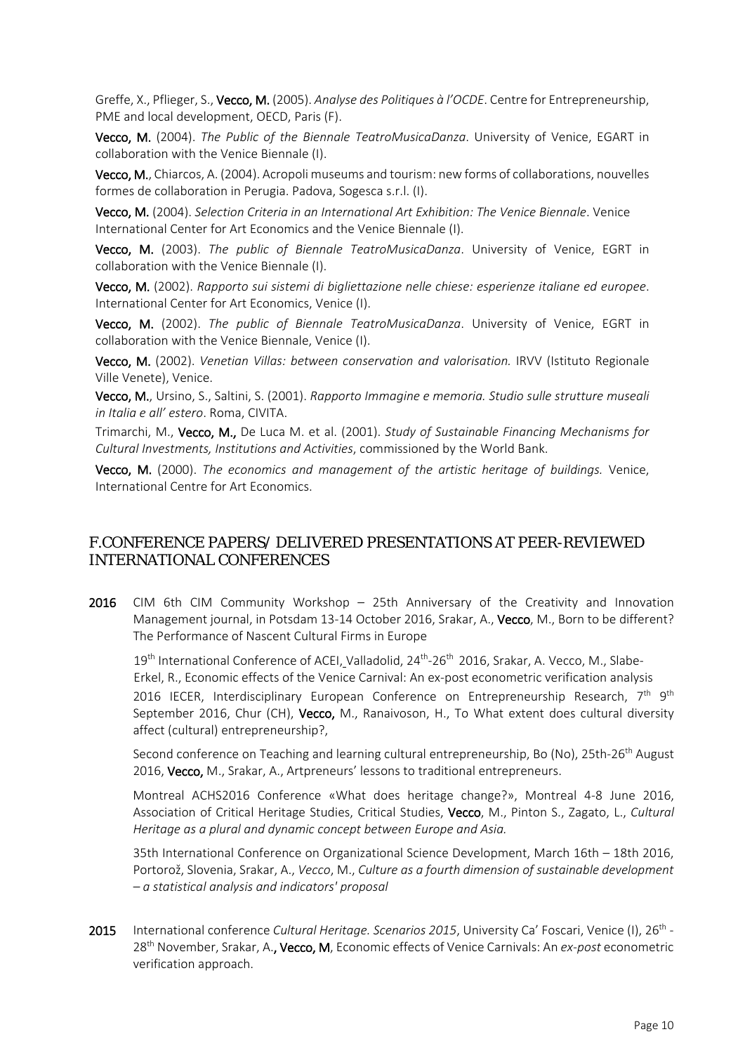Greffe, X., Pflieger, S., **Vecco, M.** (2005). *Analyse des Politiques à l'OCDE*. Centre for Entrepreneurship, PME and local development, OECD, Paris (F).

**Vecco, M.** (2004). *The Public of the Biennale TeatroMusicaDanza*. University of Venice, EGART in collaboration with the Venice Biennale (I).

**Vecco, M.**, Chiarcos, A. (2004). Acropoli museums and tourism: new forms of collaborations, nouvelles formes de collaboration in Perugia. Padova, Sogesca s.r.l. (I).

**Vecco, M.** (2004). *Selection Criteria in an International Art Exhibition: The Venice Biennale*. Venice International Center for Art Economics and the Venice Biennale (I).

**Vecco, M.** (2003). *The public of Biennale TeatroMusicaDanza*. University of Venice, EGRT in collaboration with the Venice Biennale (I).

**Vecco, M.** (2002). *Rapporto sui sistemi di bigliettazione nelle chiese: esperienze italiane ed europee*. International Center for Art Economics, Venice (I).

**Vecco, M.** (2002). *The public of Biennale TeatroMusicaDanza*. University of Venice, EGRT in collaboration with the Venice Biennale, Venice (I).

**Vecco, M.** (2002). *Venetian Villas: between conservation and valorisation.* IRVV (Istituto Regionale Ville Venete), Venice.

**Vecco, M.**, Ursino, S., Saltini, S. (2001). *Rapporto Immagine e memoria. Studio sulle strutture museali in Italia e all' estero*. Roma, CIVITA.

Trimarchi, M., **Vecco, M.,** De Luca M. et al. (2001). *Study of Sustainable Financing Mechanisms for Cultural Investments, Institutions and Activities*, commissioned by the World Bank.

**Vecco, M.** (2000). *The economics and management of the artistic heritage of buildings.* Venice, International Centre for Art Economics.

## F.CONFERENCE PAPERS/ DELIVERED PRESENTATIONS AT PEER-REVIEWED INTERNATIONAL CONFERENCES

**2016** CIM 6th CIM Community Workshop – 25th Anniversary of the Creativity and Innovation Management journal, in Potsdam 13-14 October 2016, Srakar, A., **Vecco**, M., Born to be different? The Performance of Nascent Cultural Firms in Europe

19th International Conference of ACEI, Valladolid, 24th-26th 2016, Srakar, A. Vecco, M., Slabe-Erkel, R., Economic effects of the Venice Carnival: An ex-post econometric verification analysis

2016 IECER, Interdisciplinary European Conference on Entrepreneurship Research, 7th 9th September 2016, Chur (CH), **Vecco,** M., Ranaivoson, H., To What extent does cultural diversity affect (cultural) entrepreneurship?,

Second conference on Teaching and learning cultural entrepreneurship, Bo (No), 25th-26th August 2016, **Vecco,** M., Srakar, A., Artpreneurs' lessons to traditional entrepreneurs.

Montreal ACHS2016 Conference «What does heritage change?», Montreal 4-8 June 2016, Association of Critical Heritage Studies, Critical Studies, **Vecco**, M., Pinton S., Zagato, L., *Cultural Heritage as a plural and dynamic concept between Europe and Asia.*

35th International Conference on Organizational Science Development, March 16th – 18th 2016, Portorož, Slovenia, Srakar, A., *Vecco*, M., *Culture as a fourth dimension of sustainable development – a statistical analysis and indicators' proposal*

**2015** International conference *Cultural Heritage. Scenarios 2015*, University Ca' Foscari, Venice (I), 26th - 28th November, Srakar, A.**, Vecco, M**, Economic effects of Venice Carnivals: An *ex-post* econometric verification approach.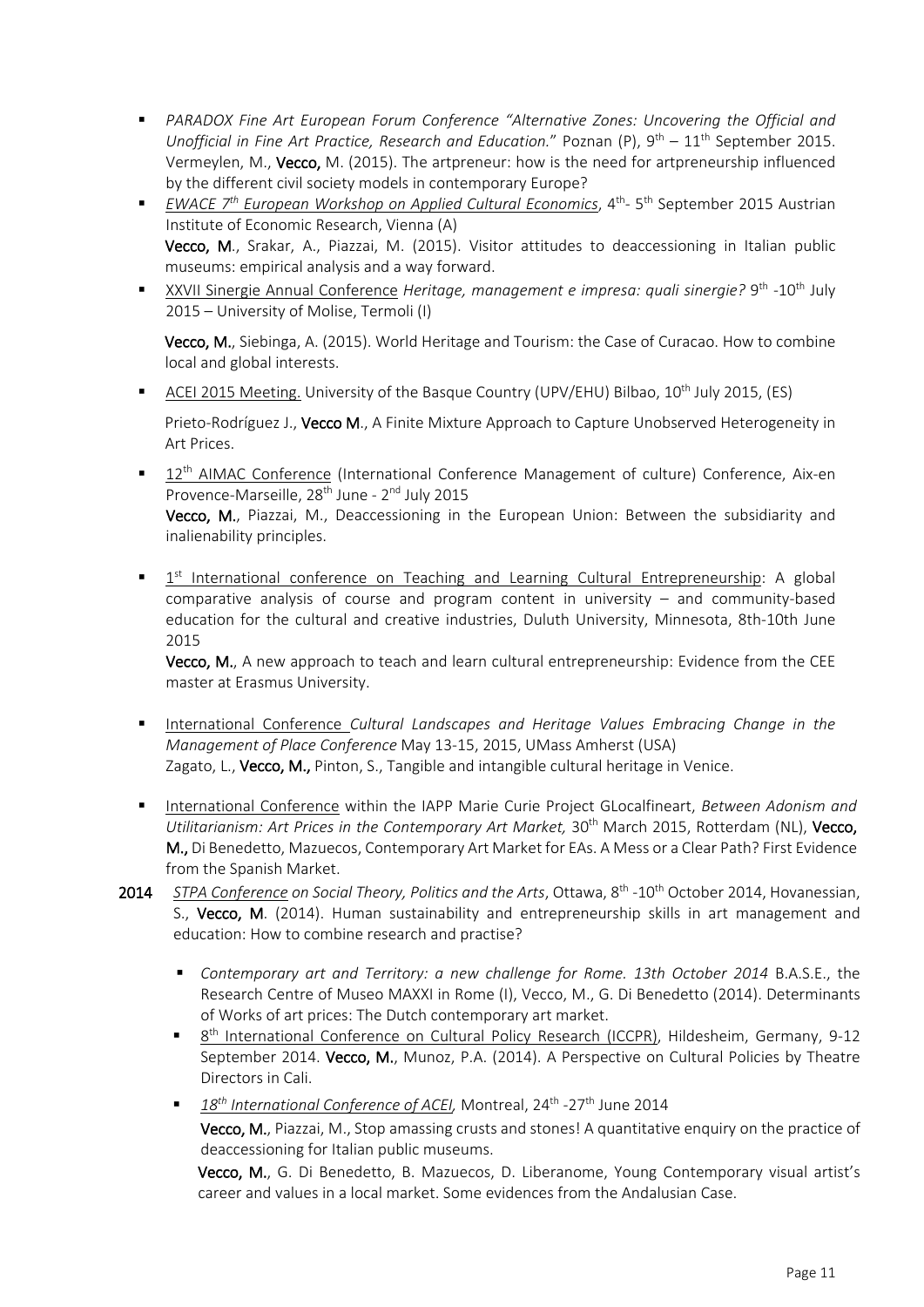- *PARADOX Fine Art European Forum Conference "Alternative Zones: Uncovering the Official and Unofficial in Fine Art Practice, Research and Education."* Poznan (P), 9th – 11th September 2015. Vermeylen, M., **Vecco,** M. (2015). The artpreneur: how is the need for artpreneurship influenced by the different civil society models in contemporary Europe?
- *EWACE 7th European Workshop on Applied Cultural Economics*, 4th- 5th September 2015 Austrian Institute of Economic Research, Vienna (A)
  **Vecco, M**., Srakar, A., Piazzai, M. (2015). Visitor attitudes to deaccessioning in Italian public museums: empirical analysis and a way forward.
- XXVII Sinergie Annual Conference *Heritage, management e impresa: quali sinergie?* 9th -10th July 2015 – University of Molise, Termoli (I)

  **Vecco, M.**, Siebinga, A. (2015). World Heritage and Tourism: the Case of Curacao. How to combine local and global interests.

- ACEI 2015 Meeting. University of the Basque Country (UPV/EHU) Bilbao, 10th July 2015, (ES)

  Prieto-Rodríguez J., **Vecco M**., A Finite Mixture Approach to Capture Unobserved Heterogeneity in Art Prices.

- 12th AIMAC Conference (International Conference Management of culture) Conference, Aix-en Provence-Marseille, 28th June - 2nd July 2015
  **Vecco, M.**, Piazzai, M., Deaccessioning in the European Union: Between the subsidiarity and inalienability principles.

- 1st International conference on Teaching and Learning Cultural Entrepreneurship: A global comparative analysis of course and program content in university – and community-based education for the cultural and creative industries, Duluth University, Minnesota, 8th-10th June 2015
  **Vecco, M.**, A new approach to teach and learn cultural entrepreneurship: Evidence from the CEE master at Erasmus University.

- International Conference *Cultural Landscapes and Heritage Values Embracing Change in the Management of Place Conference* May 13-15, 2015, UMass Amherst (USA)
  Zagato, L., **Vecco, M.,** Pinton, S., Tangible and intangible cultural heritage in Venice.

- International Conference within the IAPP Marie Curie Project GLocalfineart, *Between Adonism and Utilitarianism: Art Prices in the Contemporary Art Market,* 30th March 2015, Rotterdam (NL), **Vecco, M.,** Di Benedetto, Mazuecos, Contemporary Art Market for EAs. A Mess or a Clear Path? First Evidence from the Spanish Market.

**2014** *STPA Conference on Social Theory, Politics and the Arts*, Ottawa, 8th -10th October 2014, Hovanessian, S., **Vecco, M**. (2014). Human sustainability and entrepreneurship skills in art management and education: How to combine research and practise?

- *Contemporary art and Territory: a new challenge for Rome. 13th October 2014* B.A.S.E., the Research Centre of Museo MAXXI in Rome (I), Vecco, M., G. Di Benedetto (2014). Determinants of Works of art prices: The Dutch contemporary art market.
- 8th International Conference on Cultural Policy Research (ICCPR), Hildesheim, Germany, 9-12 September 2014. **Vecco, M.**, Munoz, P.A. (2014). A Perspective on Cultural Policies by Theatre Directors in Cali.
- *18th International Conference of ACEI,* Montreal, 24th -27th June 2014
  **Vecco, M.**, Piazzai, M., Stop amassing crusts and stones! A quantitative enquiry on the practice of deaccessioning for Italian public museums.
  **Vecco, M.**, G. Di Benedetto, B. Mazuecos, D. Liberanome, Young Contemporary visual artist's career and values in a local market. Some evidences from the Andalusian Case.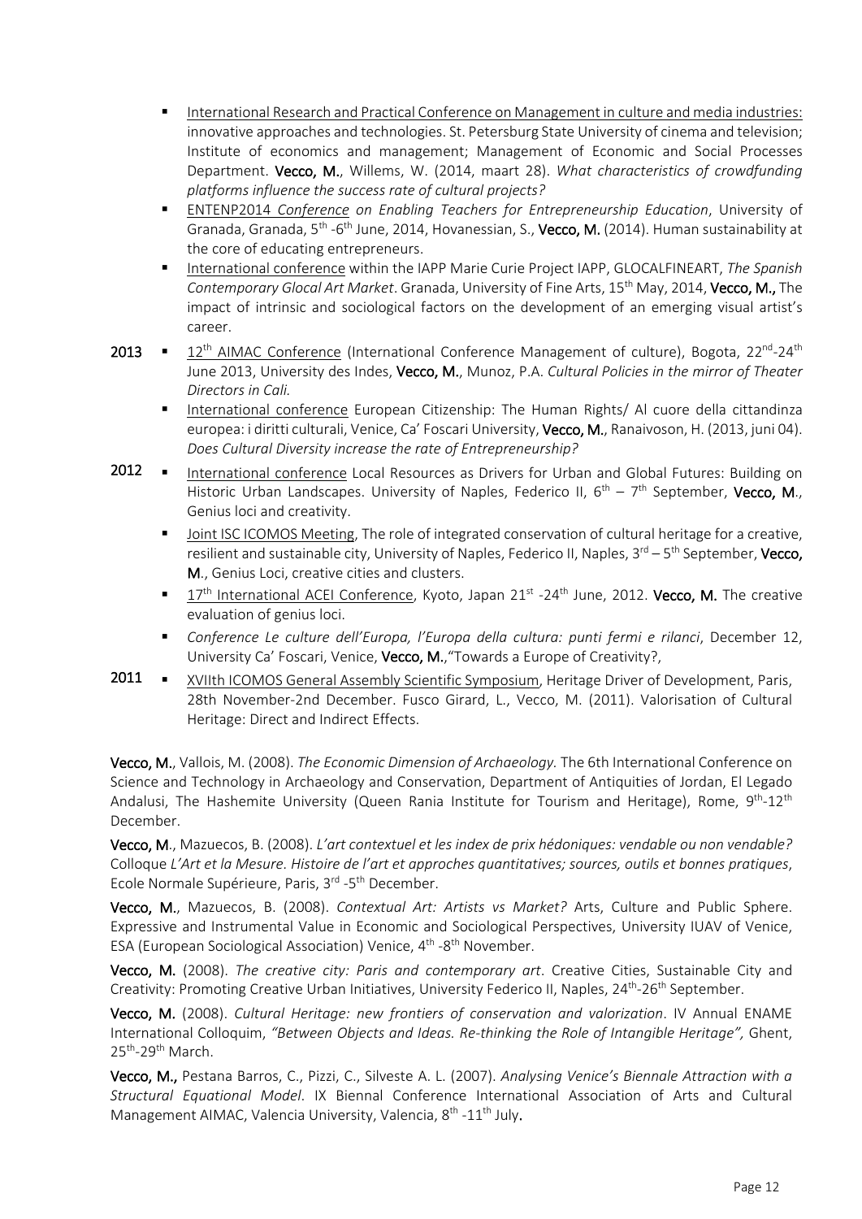- <u>International Research and Practical Conference on Management in culture and media industries:</u> innovative approaches and technologies. St. Petersburg State University of cinema and television; Institute of economics and management; Management of Economic and Social Processes Department. **Vecco, M.**, Willems, W. (2014, maart 28). *What characteristics of crowdfunding platforms influence the success rate of cultural projects?*
- <u>ENTENP2014 *Conference*</u> *on Enabling Teachers for Entrepreneurship Education*, University of Granada, Granada, 5th -6th June, 2014, Hovanessian, S., **Vecco, M.** (2014). Human sustainability at the core of educating entrepreneurs.
- <u>International conference</u> within the IAPP Marie Curie Project IAPP, GLOCALFINEART, *The Spanish Contemporary Glocal Art Market*. Granada, University of Fine Arts, 15th May, 2014, **Vecco, M.,** The impact of intrinsic and sociological factors on the development of an emerging visual artist's career.

**2013**

- <u>12th AIMAC Conference</u> (International Conference Management of culture), Bogota, 22nd-24th June 2013, University des Indes, **Vecco, M.**, Munoz, P.A. *Cultural Policies in the mirror of Theater Directors in Cali.*
- <u>International conference</u> European Citizenship: The Human Rights/ Al cuore della cittandinza europea: i diritti culturali, Venice, Ca' Foscari University, **Vecco, M.**, Ranaivoson, H. (2013, juni 04). *Does Cultural Diversity increase the rate of Entrepreneurship?*

**2012**

- <u>International conference</u> Local Resources as Drivers for Urban and Global Futures: Building on Historic Urban Landscapes. University of Naples, Federico II, 6th – 7th September, **Vecco, M.**, Genius loci and creativity.
- <u>Joint ISC ICOMOS Meeting</u>, The role of integrated conservation of cultural heritage for a creative, resilient and sustainable city, University of Naples, Federico II, Naples, 3rd – 5th September, **Vecco, M.**, Genius Loci, creative cities and clusters.
- <u>17th International ACEI Conference</u>, Kyoto, Japan 21st -24th June, 2012. **Vecco, M.** The creative evaluation of genius loci.
- *Conference Le culture dell'Europa, l'Europa della cultura: punti fermi e rilanci*, December 12, University Ca' Foscari, Venice, **Vecco, M.**,"Towards a Europe of Creativity?,

**2011**

- <u>XVIIth ICOMOS General Assembly Scientific Symposium</u>, Heritage Driver of Development, Paris, 28th November-2nd December. Fusco Girard, L., Vecco, M. (2011). Valorisation of Cultural Heritage: Direct and Indirect Effects.

**Vecco, M.**, Vallois, M. (2008). *The Economic Dimension of Archaeology.* The 6th International Conference on Science and Technology in Archaeology and Conservation, Department of Antiquities of Jordan, El Legado Andalusi, The Hashemite University (Queen Rania Institute for Tourism and Heritage), Rome, 9th-12th December.

**Vecco, M.**, Mazuecos, B. (2008). *L'art contextuel et les index de prix hédoniques: vendable ou non vendable?* Colloque *L'Art et la Mesure. Histoire de l'art et approches quantitatives; sources, outils et bonnes pratiques*, Ecole Normale Supérieure, Paris, 3rd -5th December.

**Vecco, M.**, Mazuecos, B. (2008). *Contextual Art: Artists vs Market?* Arts, Culture and Public Sphere. Expressive and Instrumental Value in Economic and Sociological Perspectives, University IUAV of Venice, ESA (European Sociological Association) Venice, 4th -8th November.

**Vecco, M.** (2008). *The creative city: Paris and contemporary art*. Creative Cities, Sustainable City and Creativity: Promoting Creative Urban Initiatives, University Federico II, Naples, 24th-26th September.

**Vecco, M.** (2008). *Cultural Heritage: new frontiers of conservation and valorization*. IV Annual ENAME International Colloquim, *"Between Objects and Ideas. Re-thinking the Role of Intangible Heritage",* Ghent, 25th-29th March.

**Vecco, M.,** Pestana Barros, C., Pizzi, C., Silveste A. L. (2007). *Analysing Venice's Biennale Attraction with a Structural Equational Model*. IX Biennal Conference International Association of Arts and Cultural Management AIMAC, Valencia University, Valencia, 8th -11th July.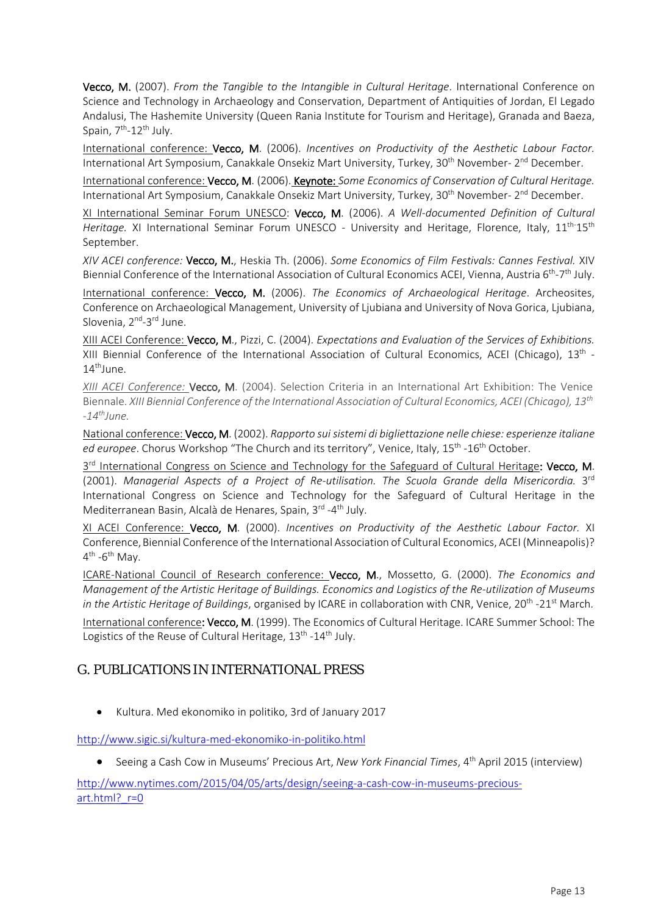**Vecco, M.** (2007). *From the Tangible to the Intangible in Cultural Heritage*. International Conference on Science and Technology in Archaeology and Conservation, Department of Antiquities of Jordan, El Legado Andalusi, The Hashemite University (Queen Rania Institute for Tourism and Heritage), Granada and Baeza, Spain, 7th-12th July.

International conference: **Vecco, M**. (2006). *Incentives on Productivity of the Aesthetic Labour Factor.* International Art Symposium, Canakkale Onsekiz Mart University, Turkey, 30th November- 2nd December.

International conference: **Vecco, M**. (2006). **Keynote:** *Some Economics of Conservation of Cultural Heritage.* International Art Symposium, Canakkale Onsekiz Mart University, Turkey, 30th November- 2nd December.

XI International Seminar Forum UNESCO: **Vecco, M**. (2006). *A Well-documented Definition of Cultural Heritage.* XI International Seminar Forum UNESCO - University and Heritage, Florence, Italy, 11th-15th September.

*XIV ACEI conference:* **Vecco, M.**, Heskia Th. (2006). *Some Economics of Film Festivals: Cannes Festival.* XIV Biennial Conference of the International Association of Cultural Economics ACEI, Vienna, Austria 6th-7th July.

International conference: **Vecco, M.** (2006). *The Economics of Archaeological Heritage*. Archeosites, Conference on Archaeological Management, University of Ljubiana and University of Nova Gorica, Ljubiana, Slovenia, 2nd-3rd June.

XIII ACEI Conference: **Vecco, M**., Pizzi, C. (2004). *Expectations and Evaluation of the Services of Exhibitions.* XIII Biennial Conference of the International Association of Cultural Economics, ACEI (Chicago), 13th - 14th June.

*XIII ACEI Conference:* **Vecco, M**. (2004). Selection Criteria in an International Art Exhibition: The Venice Biennale. *XIII Biennial Conference of the International Association of Cultural Economics, ACEI (Chicago), 13th -14th June.*

National conference: **Vecco, M**. (2002). *Rapporto sui sistemi di bigliettazione nelle chiese: esperienze italiane ed europee*. Chorus Workshop "The Church and its territory", Venice, Italy, 15th -16th October.

3rd International Congress on Science and Technology for the Safeguard of Cultural Heritage: **Vecco, M**. (2001). *Managerial Aspects of a Project of Re-utilisation. The Scuola Grande della Misericordia.* 3rd International Congress on Science and Technology for the Safeguard of Cultural Heritage in the Mediterranean Basin, Alcalà de Henares, Spain, 3rd -4th July.

XI ACEI Conference: **Vecco, M**. (2000). *Incentives on Productivity of the Aesthetic Labour Factor.* XI Conference, Biennial Conference of the International Association of Cultural Economics, ACEI (Minneapolis)? 4th -6th May.

ICARE-National Council of Research conference: **Vecco, M**., Mossetto, G. (2000). *The Economics and Management of the Artistic Heritage of Buildings. Economics and Logistics of the Re-utilization of Museums in the Artistic Heritage of Buildings*, organised by ICARE in collaboration with CNR, Venice, 20th -21st March.

International conference: **Vecco, M**. (1999). The Economics of Cultural Heritage. ICARE Summer School: The Logistics of the Reuse of Cultural Heritage, 13th -14th July.

## G. PUBLICATIONS IN INTERNATIONAL PRESS

- Kultura. Med ekonomiko in politiko, 3rd of January 2017

http://www.sigic.si/kultura-med-ekonomiko-in-politiko.html

- Seeing a Cash Cow in Museums' Precious Art, *New York Financial Times*, 4th April 2015 (interview)

http://www.nytimes.com/2015/04/05/arts/design/seeing-a-cash-cow-in-museums-precious-art.html?_r=0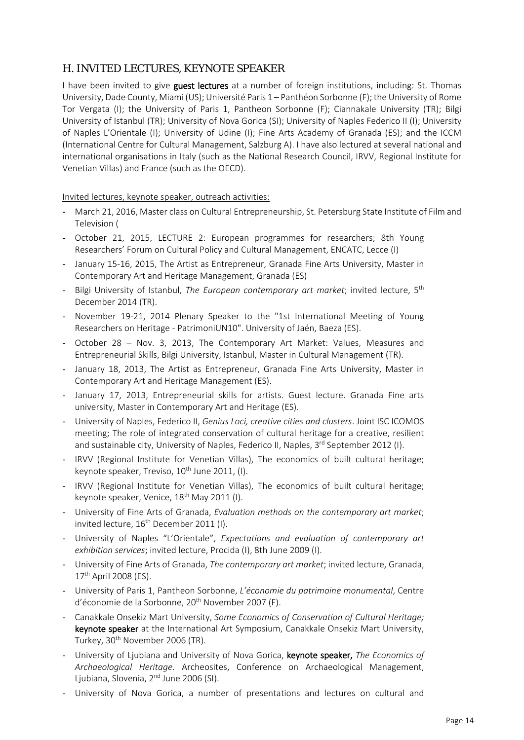## H. INVITED LECTURES, KEYNOTE SPEAKER

I have been invited to give **guest lectures** at a number of foreign institutions, including: St. Thomas University, Dade County, Miami (US); Université Paris 1 – Panthéon Sorbonne (F); the University of Rome Tor Vergata (I); the University of Paris 1, Pantheon Sorbonne (F); Ciannakale University (TR); Bilgi University of Istanbul (TR); University of Nova Gorica (SI); University of Naples Federico II (I); University of Naples L'Orientale (I); University of Udine (I); Fine Arts Academy of Granada (ES); and the ICCM (International Centre for Cultural Management, Salzburg A). I have also lectured at several national and international organisations in Italy (such as the National Research Council, IRVV, Regional Institute for Venetian Villas) and France (such as the OECD).

Invited lectures, keynote speaker, outreach activities:

- March 21, 2016, Master class on Cultural Entrepreneurship, St. Petersburg State Institute of Film and Television (
- October 21, 2015, LECTURE 2: European programmes for researchers; 8th Young Researchers' Forum on Cultural Policy and Cultural Management, ENCATC, Lecce (I)
- January 15-16, 2015, The Artist as Entrepreneur, Granada Fine Arts University, Master in Contemporary Art and Heritage Management, Granada (ES)
- Bilgi University of Istanbul, *The European contemporary art market*; invited lecture, 5th December 2014 (TR).
- November 19-21, 2014 Plenary Speaker to the "1st International Meeting of Young Researchers on Heritage - PatrimoniUN10". University of Jaén, Baeza (ES).
- October 28 – Nov. 3, 2013, The Contemporary Art Market: Values, Measures and Entrepreneurial Skills, Bilgi University, Istanbul, Master in Cultural Management (TR).
- January 18, 2013, The Artist as Entrepreneur, Granada Fine Arts University, Master in Contemporary Art and Heritage Management (ES).
- January 17, 2013, Entrepreneurial skills for artists. Guest lecture. Granada Fine arts university, Master in Contemporary Art and Heritage (ES).
- University of Naples, Federico II, *Genius Loci, creative cities and clusters*. Joint ISC ICOMOS meeting; The role of integrated conservation of cultural heritage for a creative, resilient and sustainable city, University of Naples, Federico II, Naples, 3rd September 2012 (I).
- IRVV (Regional Institute for Venetian Villas), The economics of built cultural heritage; keynote speaker, Treviso, 10th June 2011, (I).
- IRVV (Regional Institute for Venetian Villas), The economics of built cultural heritage; keynote speaker, Venice, 18th May 2011 (I).
- University of Fine Arts of Granada, *Evaluation methods on the contemporary art market*; invited lecture, 16th December 2011 (I).
- University of Naples "L'Orientale", *Expectations and evaluation of contemporary art exhibition services*; invited lecture, Procida (I), 8th June 2009 (I).
- University of Fine Arts of Granada, *The contemporary art market*; invited lecture, Granada, 17th April 2008 (ES).
- University of Paris 1, Pantheon Sorbonne, *L'économie du patrimoine monumental*, Centre d'économie de la Sorbonne, 20th November 2007 (F).
- Canakkale Onsekiz Mart University, *Some Economics of Conservation of Cultural Heritage;* **keynote speaker** at the International Art Symposium, Canakkale Onsekiz Mart University, Turkey, 30th November 2006 (TR).
- University of Ljubiana and University of Nova Gorica, **keynote speaker,** *The Economics of Archaeological Heritage*. Archeosites, Conference on Archaeological Management, Ljubiana, Slovenia, 2nd June 2006 (SI).
- University of Nova Gorica, a number of presentations and lectures on cultural and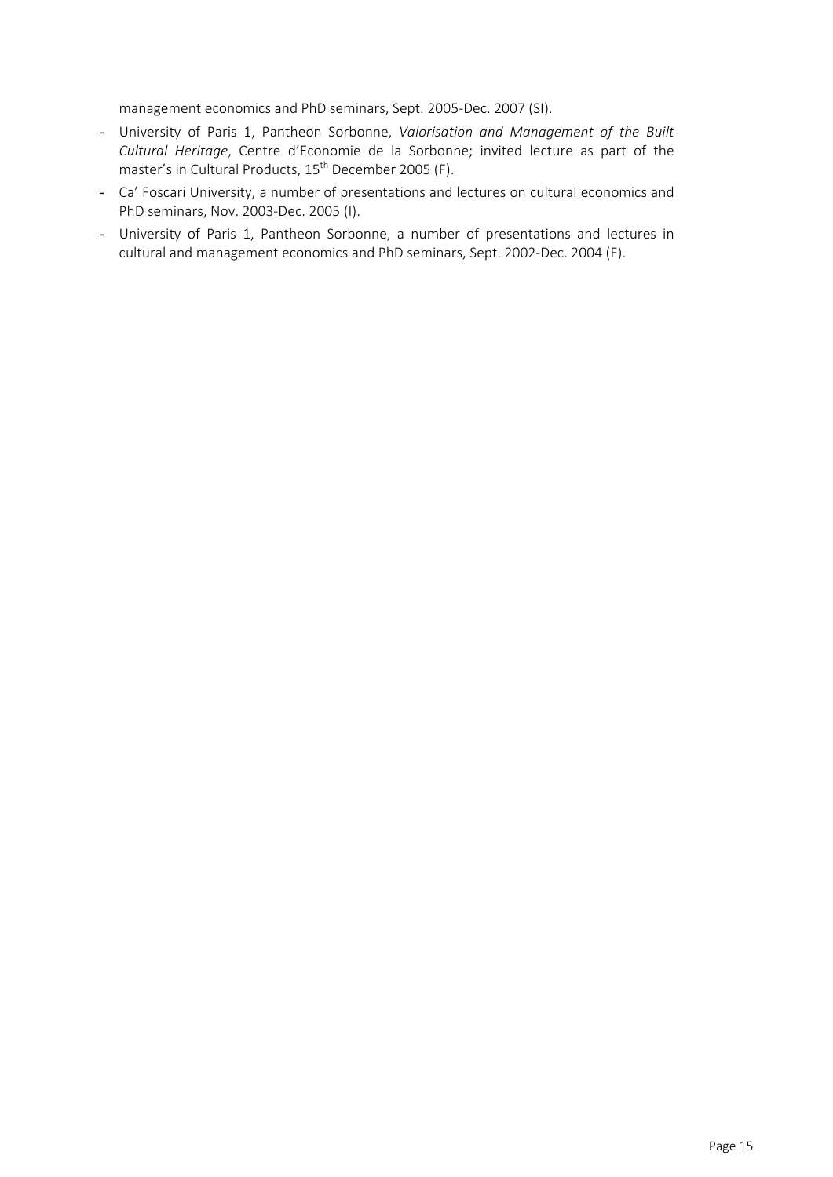management economics and PhD seminars, Sept. 2005-Dec. 2007 (SI).

- University of Paris 1, Pantheon Sorbonne, *Valorisation and Management of the Built Cultural Heritage*, Centre d'Economie de la Sorbonne; invited lecture as part of the master's in Cultural Products, 15th December 2005 (F).
- Ca' Foscari University, a number of presentations and lectures on cultural economics and PhD seminars, Nov. 2003-Dec. 2005 (I).
- University of Paris 1, Pantheon Sorbonne, a number of presentations and lectures in cultural and management economics and PhD seminars, Sept. 2002-Dec. 2004 (F).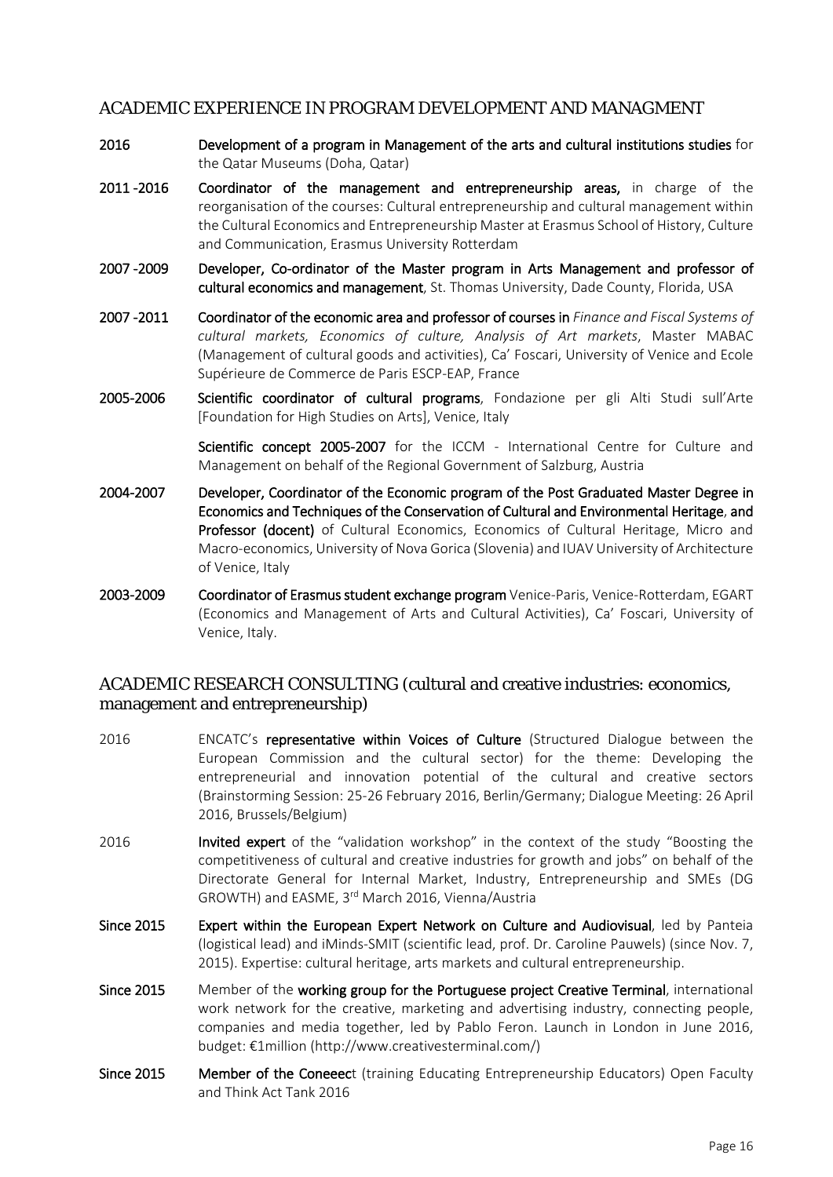## ACADEMIC EXPERIENCE IN PROGRAM DEVELOPMENT AND MANAGMENT

**2016** **Development of a program in Management of the arts and cultural institutions studies** for the Qatar Museums (Doha, Qatar)

**2011 -2016** **Coordinator of the management and entrepreneurship areas,** in charge of the reorganisation of the courses: Cultural entrepreneurship and cultural management within the Cultural Economics and Entrepreneurship Master at Erasmus School of History, Culture and Communication, Erasmus University Rotterdam

**2007 -2009** **Developer, Co-ordinator of the Master program in Arts Management and professor of cultural economics and management**, St. Thomas University, Dade County, Florida, USA

**2007 -2011** **Coordinator of the economic area and professor of courses in** *Finance and Fiscal Systems of cultural markets, Economics of culture, Analysis of Art markets*, Master MABAC (Management of cultural goods and activities), Ca' Foscari, University of Venice and Ecole Supérieure de Commerce de Paris ESCP-EAP, France

**2005-2006** **Scientific coordinator of cultural programs**, Fondazione per gli Alti Studi sull'Arte [Foundation for High Studies on Arts], Venice, Italy

**Scientific concept 2005-2007** for the ICCM - International Centre for Culture and Management on behalf of the Regional Government of Salzburg, Austria

**2004-2007** **Developer, Coordinator of the Economic program of the Post Graduated Master Degree in Economics and Techniques of the Conservation of Cultural and Environmental Heritage**, **and Professor (docent)** of Cultural Economics, Economics of Cultural Heritage, Micro and Macro-economics, University of Nova Gorica (Slovenia) and IUAV University of Architecture of Venice, Italy

**2003-2009** **Coordinator of Erasmus student exchange program** Venice-Paris, Venice-Rotterdam, EGART (Economics and Management of Arts and Cultural Activities), Ca' Foscari, University of Venice, Italy.

## ACADEMIC RESEARCH CONSULTING (cultural and creative industries: economics, management and entrepreneurship)

2016 ENCATC's **representative within Voices of Culture** (Structured Dialogue between the European Commission and the cultural sector) for the theme: Developing the entrepreneurial and innovation potential of the cultural and creative sectors (Brainstorming Session: 25-26 February 2016, Berlin/Germany; Dialogue Meeting: 26 April 2016, Brussels/Belgium)

2016 **Invited expert** of the "validation workshop" in the context of the study "Boosting the competitiveness of cultural and creative industries for growth and jobs" on behalf of the Directorate General for Internal Market, Industry, Entrepreneurship and SMEs (DG GROWTH) and EASME, 3rd March 2016, Vienna/Austria

**Since 2015** **Expert within the European Expert Network on Culture and Audiovisual**, led by Panteia (logistical lead) and iMinds-SMIT (scientific lead, prof. Dr. Caroline Pauwels) (since Nov. 7, 2015). Expertise: cultural heritage, arts markets and cultural entrepreneurship.

**Since 2015** Member of the **working group for the Portuguese project Creative Terminal**, international work network for the creative, marketing and advertising industry, connecting people, companies and media together, led by Pablo Feron. Launch in London in June 2016, budget: €1million (http://www.creativesterminal.com/)

**Since 2015** **Member of the Coneeec**t (training Educating Entrepreneurship Educators) Open Faculty and Think Act Tank 2016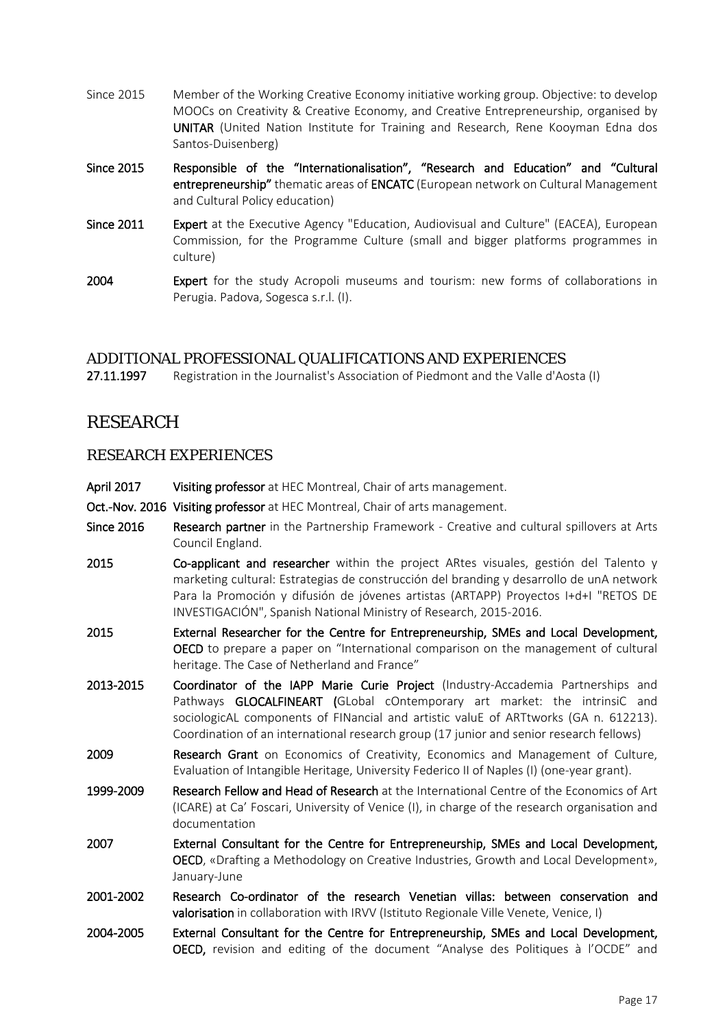Since 2015 Member of the Working Creative Economy initiative working group. Objective: to develop MOOCs on Creativity & Creative Economy, and Creative Entrepreneurship, organised by **UNITAR** (United Nation Institute for Training and Research, Rene Kooyman Edna dos Santos-Duisenberg)

**Since 2015** **Responsible of the "Internationalisation", "Research and Education" and "Cultural entrepreneurship"** thematic areas of **ENCATC** (European network on Cultural Management and Cultural Policy education)

**Since 2011** **Expert** at the Executive Agency "Education, Audiovisual and Culture" (EACEA), European Commission, for the Programme Culture (small and bigger platforms programmes in culture)

**2004** **Expert** for the study Acropoli museums and tourism: new forms of collaborations in Perugia. Padova, Sogesca s.r.l. (I).

## ADDITIONAL PROFESSIONAL QUALIFICATIONS AND EXPERIENCES

**27.11.1997** Registration in the Journalist's Association of Piedmont and the Valle d'Aosta (I)

# RESEARCH

## RESEARCH EXPERIENCES

**April 2017** **Visiting professor** at HEC Montreal, Chair of arts management.

**Oct.-Nov. 2016** **Visiting professor** at HEC Montreal, Chair of arts management.

**Since 2016** **Research partner** in the Partnership Framework - Creative and cultural spillovers at Arts Council England.

**2015** **Co-applicant and researcher** within the project ARtes visuales, gestión del Talento y marketing cultural: Estrategias de construcción del branding y desarrollo de unA network Para la Promoción y difusión de jóvenes artistas (ARTAPP) Proyectos I+d+I "RETOS DE INVESTIGACIÓN", Spanish National Ministry of Research, 2015-2016.

**2015** **External Researcher for the Centre for Entrepreneurship, SMEs and Local Development, OECD** to prepare a paper on "International comparison on the management of cultural heritage. The Case of Netherland and France"

**2013-2015** **Coordinator of the IAPP Marie Curie Project** (Industry-Accademia Partnerships and Pathways **GLOCALFINEART (**GLobal cOntemporary art market: the intrinsiC and sociologicAL components of FINancial and artistic valuE of ARTtworks (GA n. 612213). Coordination of an international research group (17 junior and senior research fellows)

**2009** **Research Grant** on Economics of Creativity, Economics and Management of Culture, Evaluation of Intangible Heritage, University Federico II of Naples (I) (one-year grant).

**1999-2009** **Research Fellow and Head of Research** at the International Centre of the Economics of Art (ICARE) at Ca' Foscari, University of Venice (I), in charge of the research organisation and documentation

**2007** **External Consultant for the Centre for Entrepreneurship, SMEs and Local Development, OECD**, «Drafting a Methodology on Creative Industries, Growth and Local Development», January-June

**2001-2002** **Research Co-ordinator of the research Venetian villas: between conservation and valorisation** in collaboration with IRVV (Istituto Regionale Ville Venete, Venice, I)

**2004-2005** **External Consultant for the Centre for Entrepreneurship, SMEs and Local Development, OECD,** revision and editing of the document "Analyse des Politiques à l'OCDE" and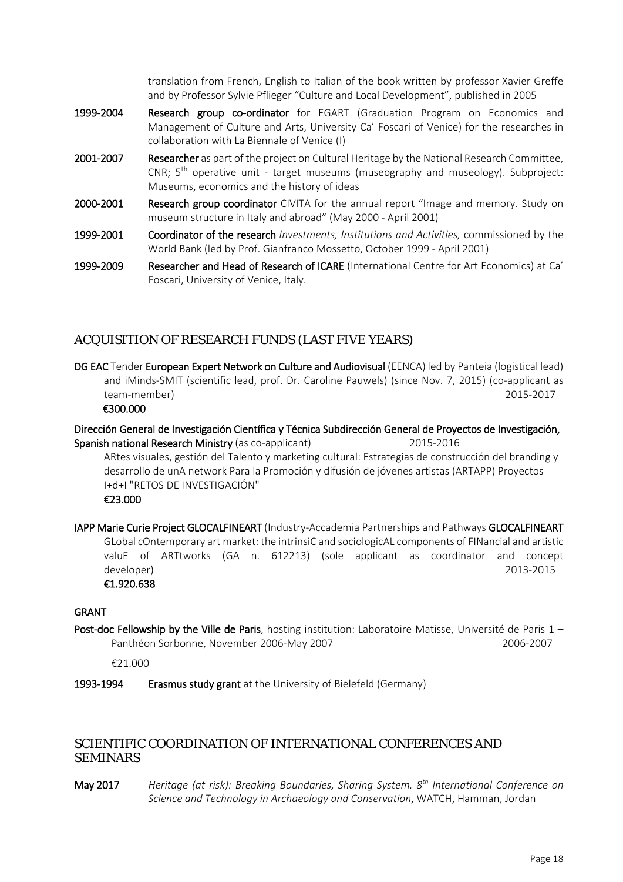translation from French, English to Italian of the book written by professor Xavier Greffe and by Professor Sylvie Pflieger "Culture and Local Development", published in 2005

**1999-2004** **Research group co-ordinator** for EGART (Graduation Program on Economics and Management of Culture and Arts, University Ca' Foscari of Venice) for the researches in collaboration with La Biennale of Venice (I)

**2001-2007** **Researcher** as part of the project on Cultural Heritage by the National Research Committee, CNR; 5th operative unit - target museums (museography and museology). Subproject: Museums, economics and the history of ideas

**2000-2001** **Research group coordinator** CIVITA for the annual report "Image and memory. Study on museum structure in Italy and abroad" (May 2000 - April 2001)

**1999-2001** **Coordinator of the research** *Investments, Institutions and Activities,* commissioned by the World Bank (led by Prof. Gianfranco Mossetto, October 1999 - April 2001)

**1999-2009** **Researcher and Head of Research of ICARE** (International Centre for Art Economics) at Ca' Foscari, University of Venice, Italy.

## ACQUISITION OF RESEARCH FUNDS (LAST FIVE YEARS)

**DG EAC** Tender **European Expert Network on Culture and Audiovisual** (EENCA) led by Panteia (logistical lead) and iMinds-SMIT (scientific lead, prof. Dr. Caroline Pauwels) (since Nov. 7, 2015) (co-applicant as team-member) 2015-2017
**€300.000**

**Dirección General de Investigación Científica y Técnica Subdirección General de Proyectos de Investigación, Spanish national Research Ministry** (as co-applicant) 2015-2016
ARtes visuales, gestión del Talento y marketing cultural: Estrategias de construcción del branding y desarrollo de unA network Para la Promoción y difusión de jóvenes artistas (ARTAPP) Proyectos I+d+I "RETOS DE INVESTIGACIÓN"
**€23.000**

**IAPP Marie Curie Project GLOCALFINEART** (Industry-Accademia Partnerships and Pathways **GLOCALFINEART** GLobal cOntemporary art market: the intrinsiC and sociologicAL components of FINancial and artistic valuE of ARTtworks (GA n. 612213) (sole applicant as coordinator and concept developer) 2013-2015
**€1.920.638**

**GRANT**

**Post-doc Fellowship by the Ville de Paris**, hosting institution: Laboratoire Matisse, Université de Paris 1 – Panthéon Sorbonne, November 2006-May 2007 2006-2007

€21.000

**1993-1994** **Erasmus study grant** at the University of Bielefeld (Germany)

## SCIENTIFIC COORDINATION OF INTERNATIONAL CONFERENCES AND SEMINARS

**May 2017** *Heritage (at risk): Breaking Boundaries, Sharing System. 8th International Conference on Science and Technology in Archaeology and Conservation*, WATCH, Hamman, Jordan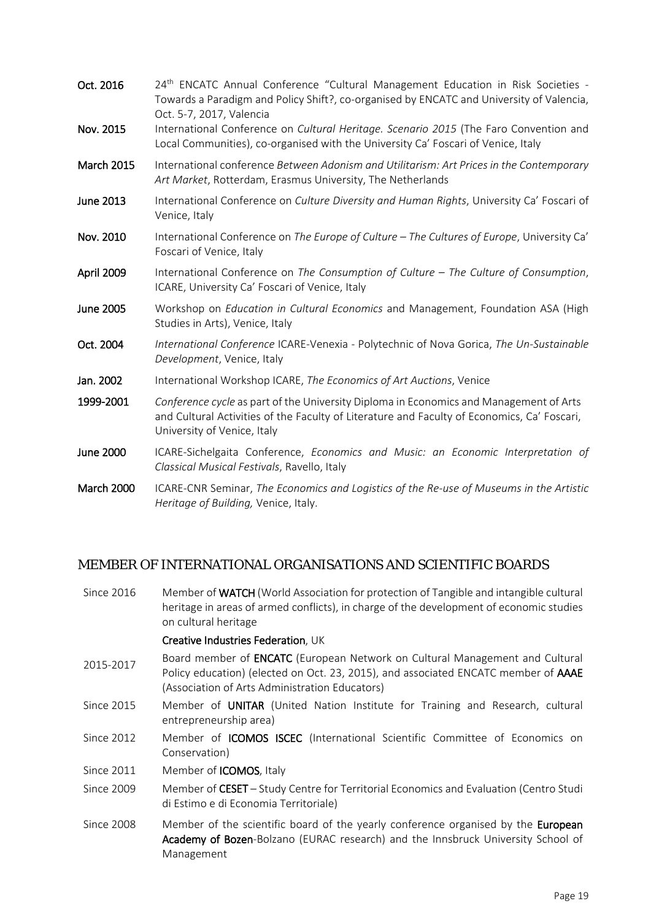**Oct. 2016** 24th ENCATC Annual Conference "Cultural Management Education in Risk Societies - Towards a Paradigm and Policy Shift?, co-organised by ENCATC and University of Valencia, Oct. 5-7, 2017, Valencia

**Nov. 2015** International Conference on *Cultural Heritage. Scenario 2015* (The Faro Convention and Local Communities), co-organised with the University Ca' Foscari of Venice, Italy

**March 2015** International conference *Between Adonism and Utilitarism: Art Prices in the Contemporary Art Market*, Rotterdam, Erasmus University, The Netherlands

**June 2013** International Conference on *Culture Diversity and Human Rights*, University Ca' Foscari of Venice, Italy

**Nov. 2010** International Conference on *The Europe of Culture – The Cultures of Europe*, University Ca' Foscari of Venice, Italy

**April 2009** International Conference on *The Consumption of Culture – The Culture of Consumption*, ICARE, University Ca' Foscari of Venice, Italy

**June 2005** Workshop on *Education in Cultural Economics* and Management, Foundation ASA (High Studies in Arts), Venice, Italy

**Oct. 2004** *International Conference* ICARE-Venexia - Polytechnic of Nova Gorica, *The Un-Sustainable Development*, Venice, Italy

**Jan. 2002** International Workshop ICARE, *The Economics of Art Auctions*, Venice

**1999-2001** *Conference cycle* as part of the University Diploma in Economics and Management of Arts and Cultural Activities of the Faculty of Literature and Faculty of Economics, Ca' Foscari, University of Venice, Italy

**June 2000** ICARE-Sichelgaita Conference, *Economics and Music: an Economic Interpretation of Classical Musical Festivals*, Ravello, Italy

**March 2000** ICARE-CNR Seminar, *The Economics and Logistics of the Re-use of Museums in the Artistic Heritage of Building,* Venice, Italy.

## MEMBER OF INTERNATIONAL ORGANISATIONS AND SCIENTIFIC BOARDS

Since 2016 Member of **WATCH** (World Association for protection of Tangible and intangible cultural heritage in areas of armed conflicts), in charge of the development of economic studies on cultural heritage

**Creative Industries Federation**, UK

2015-2017 Board member of **ENCATC** (European Network on Cultural Management and Cultural Policy education) (elected on Oct. 23, 2015), and associated ENCATC member of **AAAE** (Association of Arts Administration Educators)

Since 2015 Member of **UNITAR** (United Nation Institute for Training and Research, cultural entrepreneurship area)

Since 2012 Member of **ICOMOS ISCEC** (International Scientific Committee of Economics on Conservation)

Since 2011 Member of **ICOMOS**, Italy

Since 2009 Member of **CESET** – Study Centre for Territorial Economics and Evaluation (Centro Studi di Estimo e di Economia Territoriale)

Since 2008 Member of the scientific board of the yearly conference organised by the **European Academy of Bozen**-Bolzano (EURAC research) and the Innsbruck University School of Management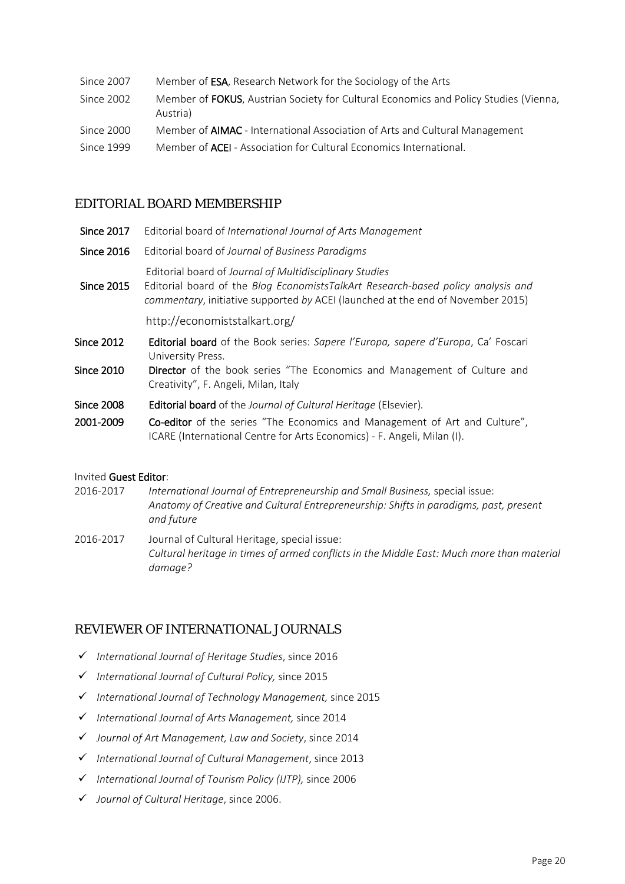Since 2007 Member of **ESA**, Research Network for the Sociology of the Arts

Since 2002 Member of **FOKUS**, Austrian Society for Cultural Economics and Policy Studies (Vienna, Austria)

Since 2000 Member of **AIMAC** - International Association of Arts and Cultural Management

Since 1999 Member of **ACEI** - Association for Cultural Economics International.

## EDITORIAL BOARD MEMBERSHIP

**Since 2017** Editorial board of *International Journal of Arts Management*

**Since 2016** Editorial board of *Journal of Business Paradigms*

**Since 2015** Editorial board of *Journal of Multidisciplinary Studies*
Editorial board of the *Blog EconomistsTalkArt Research-based policy analysis and commentary*, initiative supported *by* ACEI (launched at the end of November 2015)

http://economiststalkart.org/

**Since 2012** **Editorial board** of the Book series: *Sapere l'Europa, sapere d'Europa*, Ca' Foscari University Press.

**Since 2010** **Director** of the book series "The Economics and Management of Culture and Creativity", F. Angeli, Milan, Italy

**Since 2008** **Editorial board** of the *Journal of Cultural Heritage* (Elsevier).

**2001-2009** **Co-editor** of the series "The Economics and Management of Art and Culture", ICARE (International Centre for Arts Economics) - F. Angeli, Milan (I).

Invited **Guest Editor**:

2016-2017 *International Journal of Entrepreneurship and Small Business,* special issue: *Anatomy of Creative and Cultural Entrepreneurship: Shifts in paradigms, past, present and future*

2016-2017 Journal of Cultural Heritage, special issue: *Cultural heritage in times of armed conflicts in the Middle East: Much more than material damage?*

## REVIEWER OF INTERNATIONAL JOURNALS

- ✓ *International Journal of Heritage Studies*, since 2016
- ✓ *International Journal of Cultural Policy,* since 2015
- ✓ *International Journal of Technology Management,* since 2015
- ✓ *International Journal of Arts Management,* since 2014
- ✓ *Journal of Art Management, Law and Society*, since 2014
- ✓ *International Journal of Cultural Management*, since 2013
- ✓ *International Journal of Tourism Policy (IJTP),* since 2006
- ✓ *Journal of Cultural Heritage*, since 2006.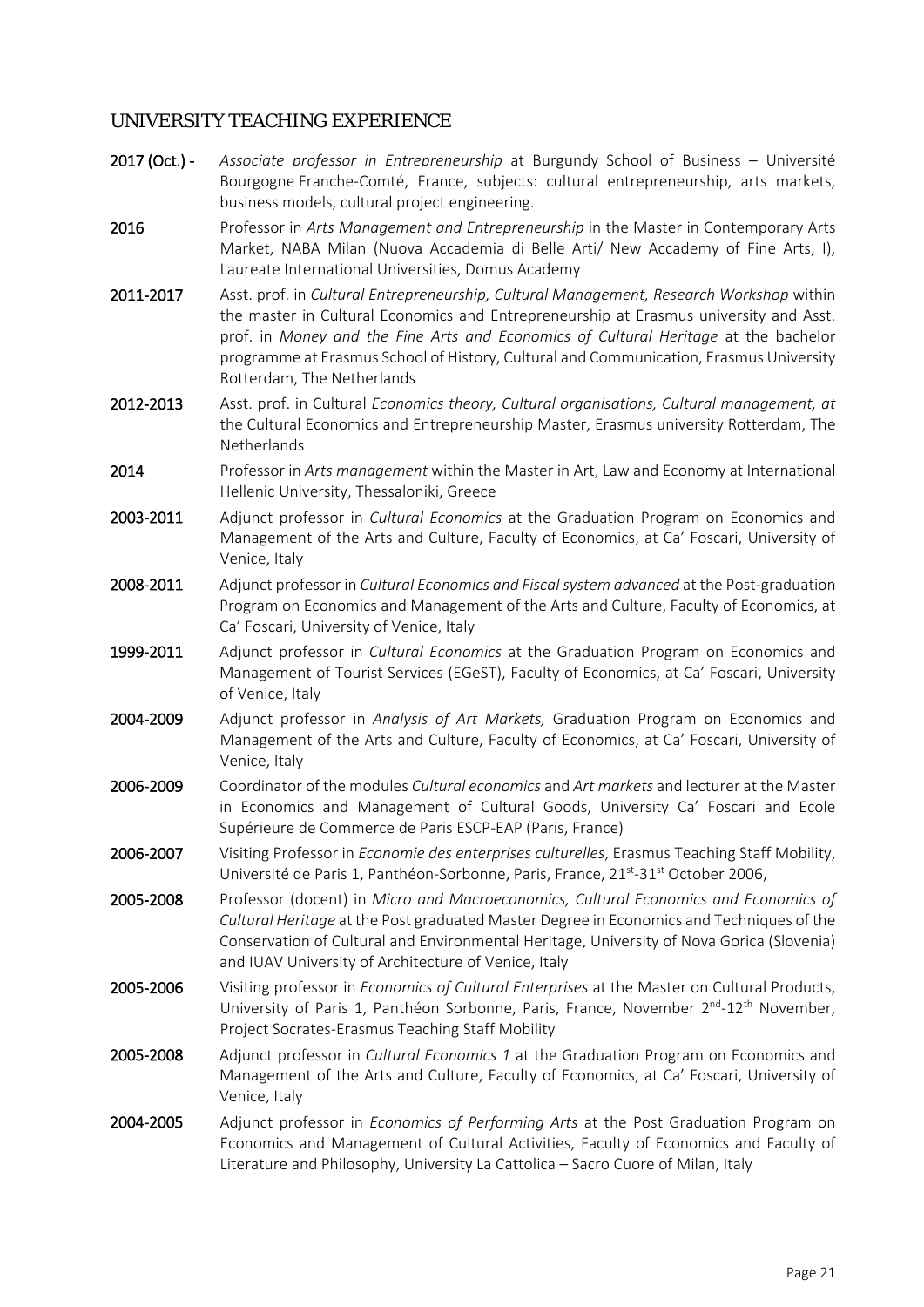## UNIVERSITY TEACHING EXPERIENCE

**2017 (Oct.) -** *Associate professor in Entrepreneurship* at Burgundy School of Business – Université Bourgogne Franche-Comté, France, subjects: cultural entrepreneurship, arts markets, business models, cultural project engineering.

**2016** Professor in *Arts Management and Entrepreneurship* in the Master in Contemporary Arts Market, NABA Milan (Nuova Accademia di Belle Arti/ New Accademy of Fine Arts, I), Laureate International Universities, Domus Academy

**2011-2017** Asst. prof. in *Cultural Entrepreneurship, Cultural Management, Research Workshop* within the master in Cultural Economics and Entrepreneurship at Erasmus university and Asst. prof. in *Money and the Fine Arts and Economics of Cultural Heritage* at the bachelor programme at Erasmus School of History, Cultural and Communication, Erasmus University Rotterdam, The Netherlands

**2012-2013** Asst. prof. in Cultural *Economics theory, Cultural organisations, Cultural management, at* the Cultural Economics and Entrepreneurship Master, Erasmus university Rotterdam, The Netherlands

**2014** Professor in *Arts management* within the Master in Art, Law and Economy at International Hellenic University, Thessaloniki, Greece

**2003-2011** Adjunct professor in *Cultural Economics* at the Graduation Program on Economics and Management of the Arts and Culture, Faculty of Economics, at Ca' Foscari, University of Venice, Italy

**2008-2011** Adjunct professor in *Cultural Economics and Fiscal system advanced* at the Post-graduation Program on Economics and Management of the Arts and Culture, Faculty of Economics, at Ca' Foscari, University of Venice, Italy

**1999-2011** Adjunct professor in *Cultural Economics* at the Graduation Program on Economics and Management of Tourist Services (EGeST), Faculty of Economics, at Ca' Foscari, University of Venice, Italy

**2004-2009** Adjunct professor in *Analysis of Art Markets,* Graduation Program on Economics and Management of the Arts and Culture, Faculty of Economics, at Ca' Foscari, University of Venice, Italy

**2006-2009** Coordinator of the modules *Cultural economics* and *Art markets* and lecturer at the Master in Economics and Management of Cultural Goods, University Ca' Foscari and Ecole Supérieure de Commerce de Paris ESCP-EAP (Paris, France)

**2006-2007** Visiting Professor in *Economie des enterprises culturelles*, Erasmus Teaching Staff Mobility, Université de Paris 1, Panthéon-Sorbonne, Paris, France, 21st-31st October 2006,

**2005-2008** Professor (docent) in *Micro and Macroeconomics, Cultural Economics and Economics of Cultural Heritage* at the Post graduated Master Degree in Economics and Techniques of the Conservation of Cultural and Environmental Heritage, University of Nova Gorica (Slovenia) and IUAV University of Architecture of Venice, Italy

**2005-2006** Visiting professor in *Economics of Cultural Enterprises* at the Master on Cultural Products, University of Paris 1, Panthéon Sorbonne, Paris, France, November 2nd-12th November, Project Socrates-Erasmus Teaching Staff Mobility

**2005-2008** Adjunct professor in *Cultural Economics 1* at the Graduation Program on Economics and Management of the Arts and Culture, Faculty of Economics, at Ca' Foscari, University of Venice, Italy

**2004-2005** Adjunct professor in *Economics of Performing Arts* at the Post Graduation Program on Economics and Management of Cultural Activities, Faculty of Economics and Faculty of Literature and Philosophy, University La Cattolica – Sacro Cuore of Milan, Italy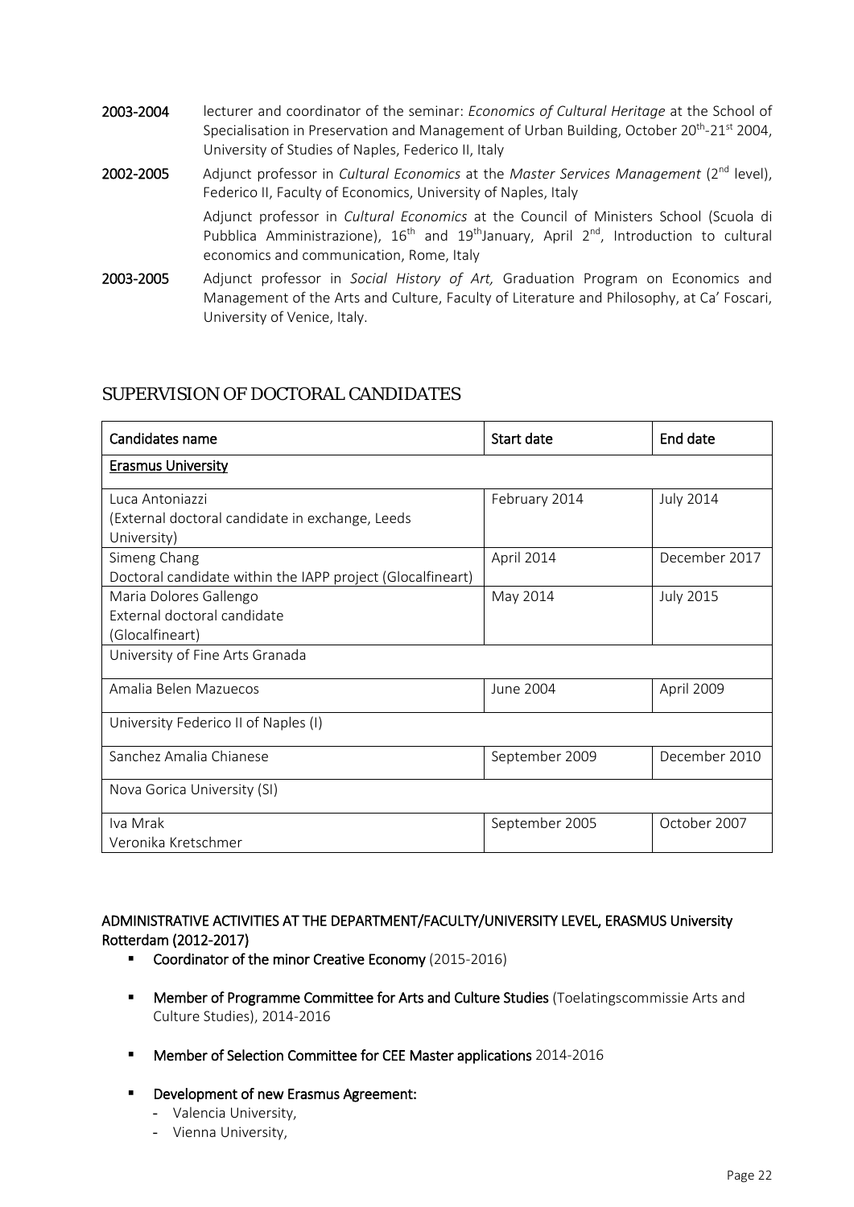**2003-2004** lecturer and coordinator of the seminar: *Economics of Cultural Heritage* at the School of Specialisation in Preservation and Management of Urban Building, October 20th-21st 2004, University of Studies of Naples, Federico II, Italy

**2002-2005** Adjunct professor in *Cultural Economics* at the *Master Services Management* (2nd level), Federico II, Faculty of Economics, University of Naples, Italy

Adjunct professor in *Cultural Economics* at the Council of Ministers School (Scuola di Pubblica Amministrazione), 16th and 19th January, April 2nd, Introduction to cultural economics and communication, Rome, Italy

**2003-2005** Adjunct professor in *Social History of Art,* Graduation Program on Economics and Management of the Arts and Culture, Faculty of Literature and Philosophy, at Ca' Foscari, University of Venice, Italy.

## SUPERVISION OF DOCTORAL CANDIDATES

| Candidates name | Start date | End date |
|---|---|---|
| Erasmus University | | |
| Luca Antoniazzi<br>(External doctoral candidate in exchange, Leeds University) | February 2014 | July 2014 |
| Simeng Chang<br>Doctoral candidate within the IAPP project (Glocalfineart) | April 2014 | December 2017 |
| Maria Dolores Gallengo<br>External doctoral candidate<br>(Glocalfineart) | May 2014 | July 2015 |
| University of Fine Arts Granada | | |
| Amalia Belen Mazuecos | June 2004 | April 2009 |
| University Federico II of Naples (I) | | |
| Sanchez Amalia Chianese | September 2009 | December 2010 |
| Nova Gorica University (SI) | | |
| Iva Mrak<br>Veronika Kretschmer | September 2005 | October 2007 |

**ADMINISTRATIVE ACTIVITIES AT THE DEPARTMENT/FACULTY/UNIVERSITY LEVEL, ERASMUS University Rotterdam (2012-2017)**

- **Coordinator of the minor Creative Economy** (2015-2016)
- **Member of Programme Committee for Arts and Culture Studies** (Toelatingscommissie Arts and Culture Studies), 2014-2016
- **Member of Selection Committee for CEE Master applications** 2014-2016
- **Development of new Erasmus Agreement:**
  - Valencia University,
  - Vienna University,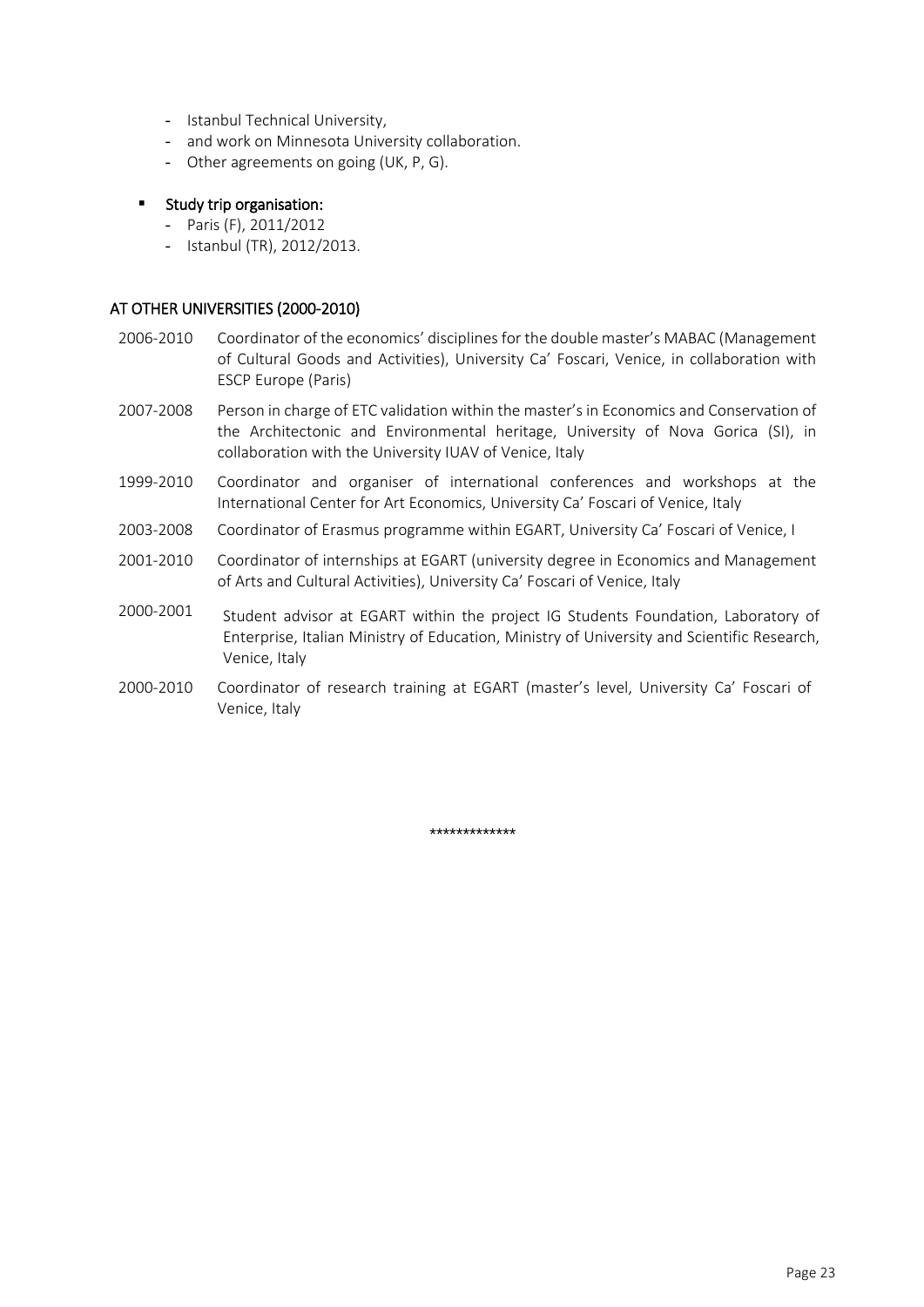- Istanbul Technical University,
- and work on Minnesota University collaboration.
- Other agreements on going (UK, P, G).

- **Study trip organisation:**
  - Paris (F), 2011/2012
  - Istanbul (TR), 2012/2013.

## AT OTHER UNIVERSITIES (2000-2010)

2006-2010 Coordinator of the economics' disciplines for the double master's MABAC (Management of Cultural Goods and Activities), University Ca' Foscari, Venice, in collaboration with ESCP Europe (Paris)

2007-2008 Person in charge of ETC validation within the master's in Economics and Conservation of the Architectonic and Environmental heritage, University of Nova Gorica (SI), in collaboration with the University IUAV of Venice, Italy

1999-2010 Coordinator and organiser of international conferences and workshops at the International Center for Art Economics, University Ca' Foscari of Venice, Italy

2003-2008 Coordinator of Erasmus programme within EGART, University Ca' Foscari of Venice, I

2001-2010 Coordinator of internships at EGART (university degree in Economics and Management of Arts and Cultural Activities), University Ca' Foscari of Venice, Italy

2000-2001 Student advisor at EGART within the project IG Students Foundation, Laboratory of Enterprise, Italian Ministry of Education, Ministry of University and Scientific Research, Venice, Italy

2000-2010 Coordinator of research training at EGART (master's level, University Ca' Foscari of Venice, Italy

*************